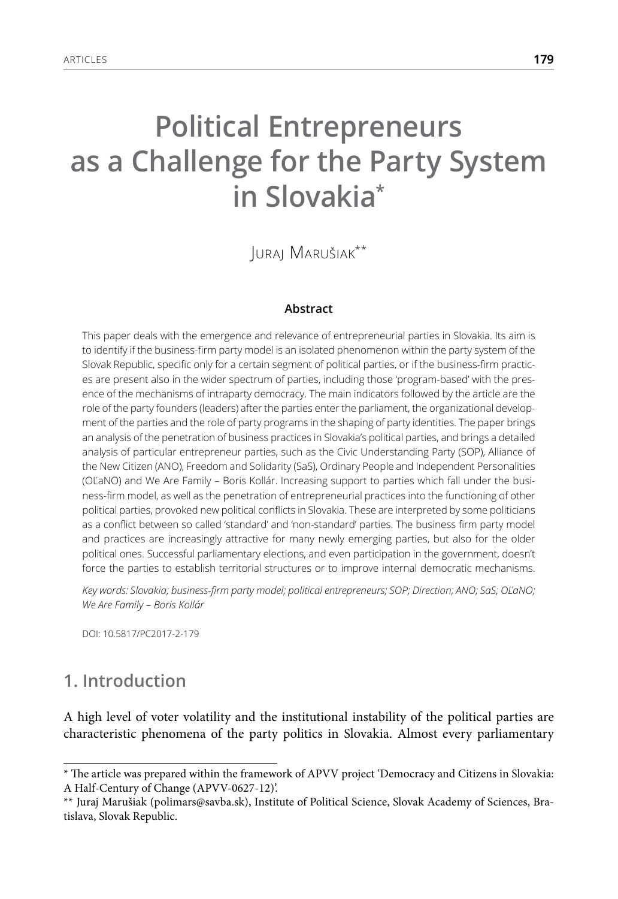# Political Entrepreneurs as a Challenge for the Party System in Slovakia*

Juraj Marušiak**

### Abstract

This paper deals with the emergence and relevance of entrepreneurial parties in Slovakia. Its aim is to identify if the business-firm party model is an isolated phenomenon within the party system of the Slovak Republic, specific only for a certain segment of political parties, or if the business-firm practices are present also in the wider spectrum of parties, including those 'program-based' with the presence of the mechanisms of intraparty democracy. The main indicators followed by the article are the role of the party founders (leaders) after the parties enter the parliament, the organizational development of the parties and the role of party programs in the shaping of party identities. The paper brings an analysis of the penetration of business practices in Slovakia's political parties, and brings a detailed analysis of particular entrepreneur parties, such as the Civic Understanding Party (SOP), Alliance of the New Citizen (ANO), Freedom and Solidarity (SaS), Ordinary People and Independent Personalities (OĽaNO) and We Are Family – Boris Kollár. Increasing support to parties which fall under the business-firm model, as well as the penetration of entrepreneurial practices into the functioning of other political parties, provoked new political conflicts in Slovakia. These are interpreted by some politicians as a conflict between so called 'standard' and 'non-standard' parties. The business firm party model and practices are increasingly attractive for many newly emerging parties, but also for the older political ones. Successful parliamentary elections, and even participation in the government, doesn't force the parties to establish territorial structures or to improve internal democratic mechanisms.

*Key words: Slovakia; business-firm party model; political entrepreneurs; SOP; Direction; ANO; SaS; OĽaNO; We Are Family – Boris Kollár*

DOI: 10.5817/PC2017-2-179

## 1. Introduction

A high level of voter volatility and the institutional instability of the political parties are characteristic phenomena of the party politics in Slovakia. Almost every parliamentary

---

* The article was prepared within the framework of APVV project 'Democracy and Citizens in Slovakia: A Half-Century of Change (APVV-0627-12)'.

** Juraj Marušiak (polimars@savba.sk), Institute of Political Science, Slovak Academy of Sciences, Bratislava, Slovak Republic.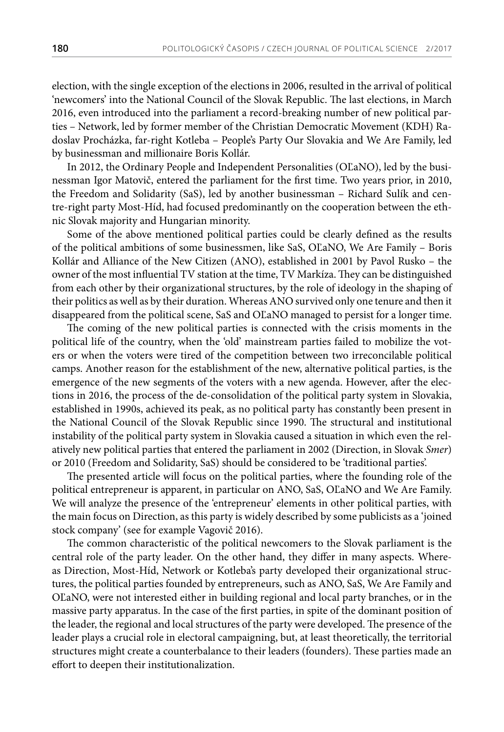election, with the single exception of the elections in 2006, resulted in the arrival of political 'newcomers' into the National Council of the Slovak Republic. The last elections, in March 2016, even introduced into the parliament a record-breaking number of new political parties – Network, led by former member of the Christian Democratic Movement (KDH) Radoslav Procházka, far-right Kotleba – People's Party Our Slovakia and We Are Family, led by businessman and millionaire Boris Kollár.

In 2012, the Ordinary People and Independent Personalities (OĽaNO), led by the businessman Igor Matovič, entered the parliament for the first time. Two years prior, in 2010, the Freedom and Solidarity (SaS), led by another businessman – Richard Sulík and centre-right party Most-Híd, had focused predominantly on the cooperation between the ethnic Slovak majority and Hungarian minority.

Some of the above mentioned political parties could be clearly defined as the results of the political ambitions of some businessmen, like SaS, OĽaNO, We Are Family – Boris Kollár and Alliance of the New Citizen (ANO), established in 2001 by Pavol Rusko – the owner of the most influential TV station at the time, TV Markíza. They can be distinguished from each other by their organizational structures, by the role of ideology in the shaping of their politics as well as by their duration. Whereas ANO survived only one tenure and then it disappeared from the political scene, SaS and OĽaNO managed to persist for a longer time.

The coming of the new political parties is connected with the crisis moments in the political life of the country, when the 'old' mainstream parties failed to mobilize the voters or when the voters were tired of the competition between two irreconcilable political camps. Another reason for the establishment of the new, alternative political parties, is the emergence of the new segments of the voters with a new agenda. However, after the elections in 2016, the process of the de-consolidation of the political party system in Slovakia, established in 1990s, achieved its peak, as no political party has constantly been present in the National Council of the Slovak Republic since 1990. The structural and institutional instability of the political party system in Slovakia caused a situation in which even the relatively new political parties that entered the parliament in 2002 (Direction, in Slovak *Smer*) or 2010 (Freedom and Solidarity, SaS) should be considered to be 'traditional parties'.

The presented article will focus on the political parties, where the founding role of the political entrepreneur is apparent, in particular on ANO, SaS, OĽaNO and We Are Family. We will analyze the presence of the 'entrepreneur' elements in other political parties, with the main focus on Direction, as this party is widely described by some publicists as a 'joined stock company' (see for example Vagovič 2016).

The common characteristic of the political newcomers to the Slovak parliament is the central role of the party leader. On the other hand, they differ in many aspects. Whereas Direction, Most-Híd, Network or Kotleba's party developed their organizational structures, the political parties founded by entrepreneurs, such as ANO, SaS, We Are Family and OĽaNO, were not interested either in building regional and local party branches, or in the massive party apparatus. In the case of the first parties, in spite of the dominant position of the leader, the regional and local structures of the party were developed. The presence of the leader plays a crucial role in electoral campaigning, but, at least theoretically, the territorial structures might create a counterbalance to their leaders (founders). These parties made an effort to deepen their institutionalization.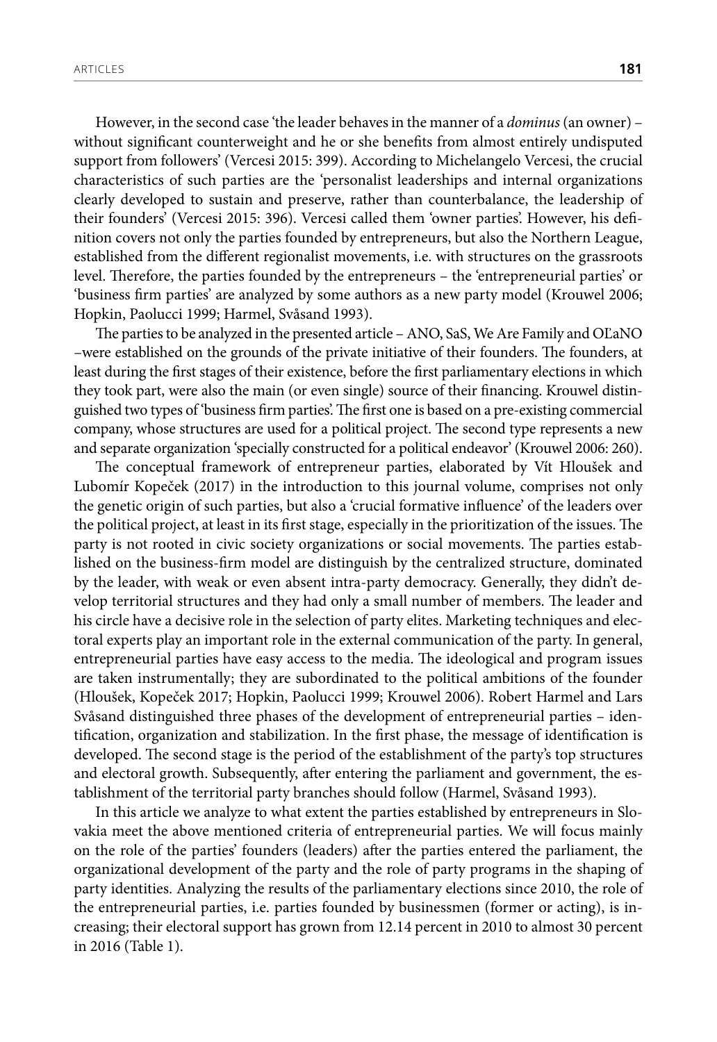However, in the second case 'the leader behaves in the manner of a *dominus* (an owner) – without significant counterweight and he or she benefits from almost entirely undisputed support from followers' (Vercesi 2015: 399). According to Michelangelo Vercesi, the crucial characteristics of such parties are the 'personalist leaderships and internal organizations clearly developed to sustain and preserve, rather than counterbalance, the leadership of their founders' (Vercesi 2015: 396). Vercesi called them 'owner parties'. However, his definition covers not only the parties founded by entrepreneurs, but also the Northern League, established from the different regionalist movements, i.e. with structures on the grassroots level. Therefore, the parties founded by the entrepreneurs – the 'entrepreneurial parties' or 'business firm parties' are analyzed by some authors as a new party model (Krouwel 2006; Hopkin, Paolucci 1999; Harmel, Svåsand 1993).

The parties to be analyzed in the presented article – ANO, SaS, We Are Family and OĽaNO –were established on the grounds of the private initiative of their founders. The founders, at least during the first stages of their existence, before the first parliamentary elections in which they took part, were also the main (or even single) source of their financing. Krouwel distinguished two types of 'business firm parties'. The first one is based on a pre-existing commercial company, whose structures are used for a political project. The second type represents a new and separate organization 'specially constructed for a political endeavor' (Krouwel 2006: 260).

The conceptual framework of entrepreneur parties, elaborated by Vít Hloušek and Lubomír Kopeček (2017) in the introduction to this journal volume, comprises not only the genetic origin of such parties, but also a 'crucial formative influence' of the leaders over the political project, at least in its first stage, especially in the prioritization of the issues. The party is not rooted in civic society organizations or social movements. The parties established on the business-firm model are distinguish by the centralized structure, dominated by the leader, with weak or even absent intra-party democracy. Generally, they didn't develop territorial structures and they had only a small number of members. The leader and his circle have a decisive role in the selection of party elites. Marketing techniques and electoral experts play an important role in the external communication of the party. In general, entrepreneurial parties have easy access to the media. The ideological and program issues are taken instrumentally; they are subordinated to the political ambitions of the founder (Hloušek, Kopeček 2017; Hopkin, Paolucci 1999; Krouwel 2006). Robert Harmel and Lars Svåsand distinguished three phases of the development of entrepreneurial parties – identification, organization and stabilization. In the first phase, the message of identification is developed. The second stage is the period of the establishment of the party's top structures and electoral growth. Subsequently, after entering the parliament and government, the establishment of the territorial party branches should follow (Harmel, Svåsand 1993).

In this article we analyze to what extent the parties established by entrepreneurs in Slovakia meet the above mentioned criteria of entrepreneurial parties. We will focus mainly on the role of the parties' founders (leaders) after the parties entered the parliament, the organizational development of the party and the role of party programs in the shaping of party identities. Analyzing the results of the parliamentary elections since 2010, the role of the entrepreneurial parties, i.e. parties founded by businessmen (former or acting), is increasing; their electoral support has grown from 12.14 percent in 2010 to almost 30 percent in 2016 (Table 1).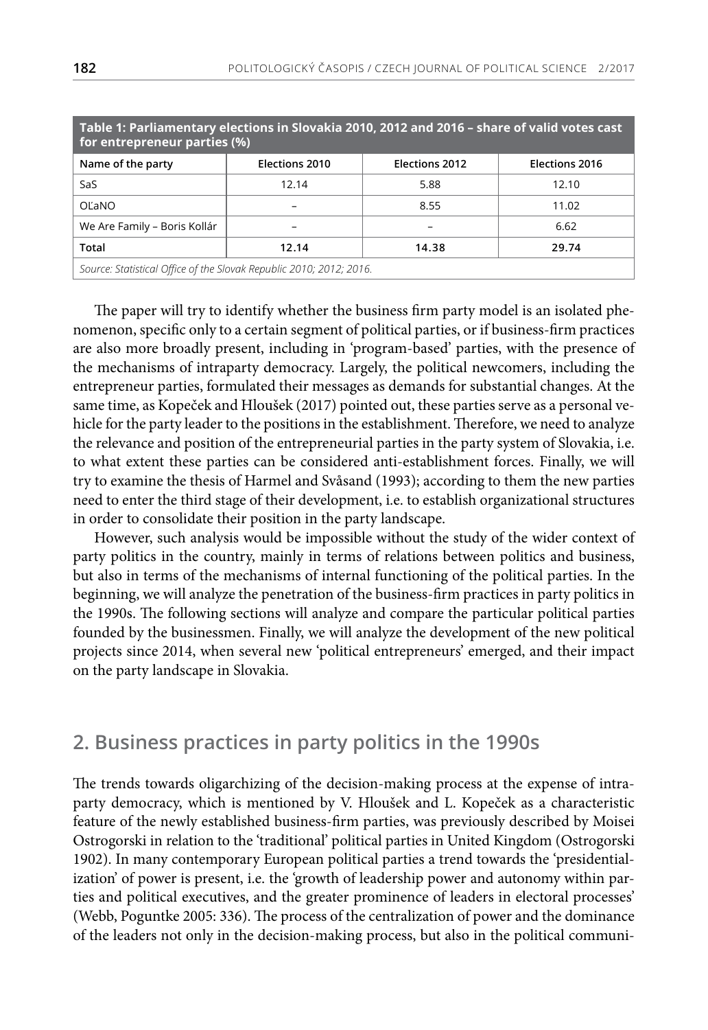**Table 1: Parliamentary elections in Slovakia 2010, 2012 and 2016 – share of valid votes cast for entrepreneur parties (%)**

| Name of the party | Elections 2010 | Elections 2012 | Elections 2016 |
|---|---|---|---|
| SaS | 12.14 | 5.88 | 12.10 |
| OĽaNO | – | 8.55 | 11.02 |
| We Are Family – Boris Kollár | – | – | 6.62 |
| **Total** | **12.14** | **14.38** | **29.74** |

*Source: Statistical Office of the Slovak Republic 2010; 2012; 2016.*

The paper will try to identify whether the business firm party model is an isolated phenomenon, specific only to a certain segment of political parties, or if business-firm practices are also more broadly present, including in 'program-based' parties, with the presence of the mechanisms of intraparty democracy. Largely, the political newcomers, including the entrepreneur parties, formulated their messages as demands for substantial changes. At the same time, as Kopeček and Hloušek (2017) pointed out, these parties serve as a personal vehicle for the party leader to the positions in the establishment. Therefore, we need to analyze the relevance and position of the entrepreneurial parties in the party system of Slovakia, i.e. to what extent these parties can be considered anti-establishment forces. Finally, we will try to examine the thesis of Harmel and Svåsand (1993); according to them the new parties need to enter the third stage of their development, i.e. to establish organizational structures in order to consolidate their position in the party landscape.

However, such analysis would be impossible without the study of the wider context of party politics in the country, mainly in terms of relations between politics and business, but also in terms of the mechanisms of internal functioning of the political parties. In the beginning, we will analyze the penetration of the business-firm practices in party politics in the 1990s. The following sections will analyze and compare the particular political parties founded by the businessmen. Finally, we will analyze the development of the new political projects since 2014, when several new 'political entrepreneurs' emerged, and their impact on the party landscape in Slovakia.

## 2. Business practices in party politics in the 1990s

The trends towards oligarchizing of the decision-making process at the expense of intraparty democracy, which is mentioned by V. Hloušek and L. Kopeček as a characteristic feature of the newly established business-firm parties, was previously described by Moisei Ostrogorski in relation to the 'traditional' political parties in United Kingdom (Ostrogorski 1902). In many contemporary European political parties a trend towards the 'presidentialization' of power is present, i.e. the 'growth of leadership power and autonomy within parties and political executives, and the greater prominence of leaders in electoral processes' (Webb, Poguntke 2005: 336). The process of the centralization of power and the dominance of the leaders not only in the decision-making process, but also in the political communi-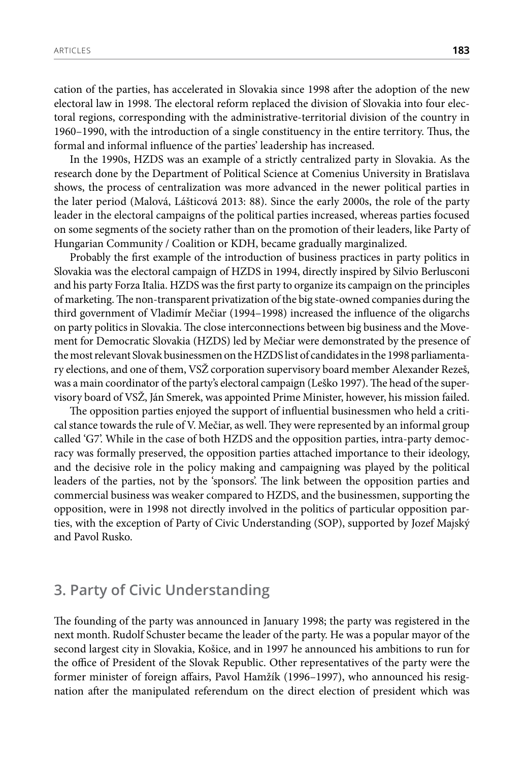cation of the parties, has accelerated in Slovakia since 1998 after the adoption of the new electoral law in 1998. The electoral reform replaced the division of Slovakia into four electoral regions, corresponding with the administrative-territorial division of the country in 1960–1990, with the introduction of a single constituency in the entire territory. Thus, the formal and informal influence of the parties' leadership has increased.

In the 1990s, HZDS was an example of a strictly centralized party in Slovakia. As the research done by the Department of Political Science at Comenius University in Bratislava shows, the process of centralization was more advanced in the newer political parties in the later period (Malová, Láštícová 2013: 88). Since the early 2000s, the role of the party leader in the electoral campaigns of the political parties increased, whereas parties focused on some segments of the society rather than on the promotion of their leaders, like Party of Hungarian Community / Coalition or KDH, became gradually marginalized.

Probably the first example of the introduction of business practices in party politics in Slovakia was the electoral campaign of HZDS in 1994, directly inspired by Silvio Berlusconi and his party Forza Italia. HZDS was the first party to organize its campaign on the principles of marketing. The non-transparent privatization of the big state-owned companies during the third government of Vladimír Mečiar (1994–1998) increased the influence of the oligarchs on party politics in Slovakia. The close interconnections between big business and the Movement for Democratic Slovakia (HZDS) led by Mečiar were demonstrated by the presence of the most relevant Slovak businessmen on the HZDS list of candidates in the 1998 parliamentary elections, and one of them, VSŽ corporation supervisory board member Alexander Rezeš, was a main coordinator of the party's electoral campaign (Leško 1997). The head of the supervisory board of VSŽ, Ján Smerek, was appointed Prime Minister, however, his mission failed.

The opposition parties enjoyed the support of influential businessmen who held a critical stance towards the rule of V. Mečiar, as well. They were represented by an informal group called 'G7'. While in the case of both HZDS and the opposition parties, intra-party democracy was formally preserved, the opposition parties attached importance to their ideology, and the decisive role in the policy making and campaigning was played by the political leaders of the parties, not by the 'sponsors'. The link between the opposition parties and commercial business was weaker compared to HZDS, and the businessmen, supporting the opposition, were in 1998 not directly involved in the politics of particular opposition parties, with the exception of Party of Civic Understanding (SOP), supported by Jozef Majský and Pavol Rusko.

## 3. Party of Civic Understanding

The founding of the party was announced in January 1998; the party was registered in the next month. Rudolf Schuster became the leader of the party. He was a popular mayor of the second largest city in Slovakia, Košice, and in 1997 he announced his ambitions to run for the office of President of the Slovak Republic. Other representatives of the party were the former minister of foreign affairs, Pavol Hamžík (1996–1997), who announced his resignation after the manipulated referendum on the direct election of president which was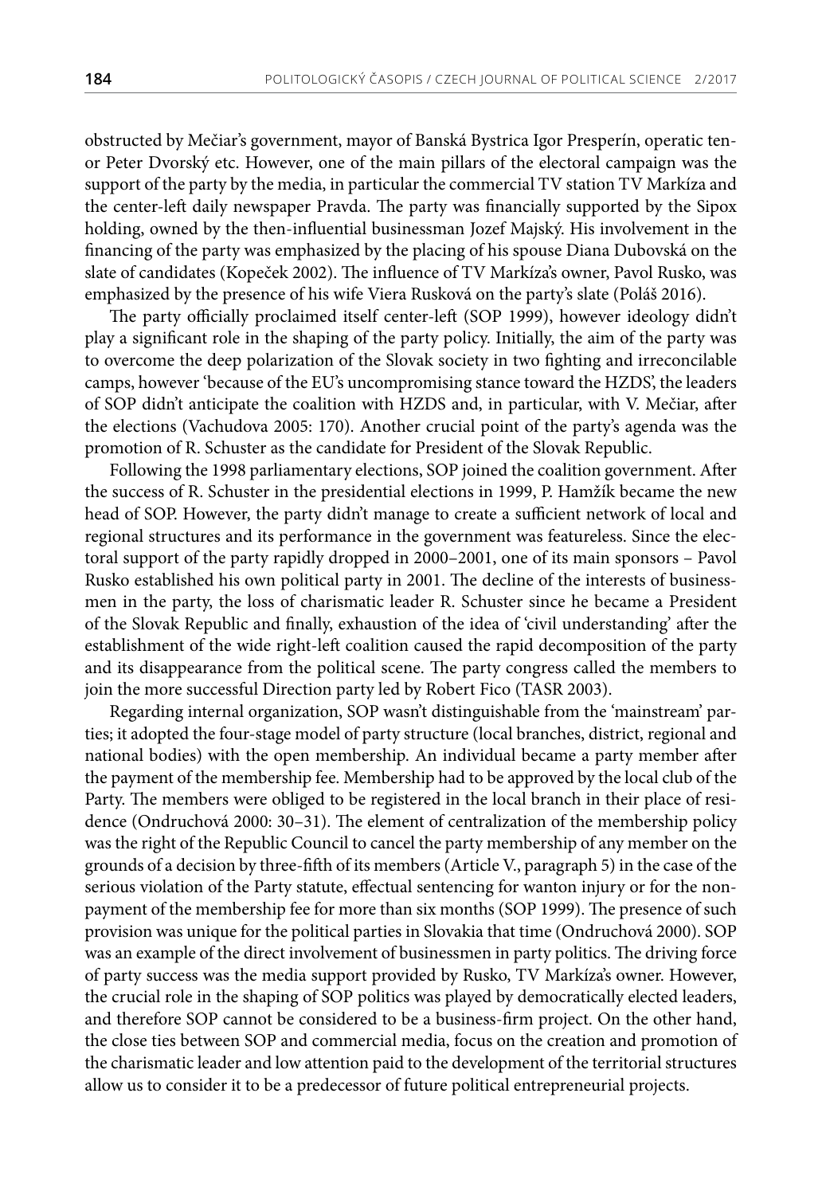obstructed by Mečiar's government, mayor of Banská Bystrica Igor Presperín, operatic tenor Peter Dvorský etc. However, one of the main pillars of the electoral campaign was the support of the party by the media, in particular the commercial TV station TV Markíza and the center-left daily newspaper Pravda. The party was financially supported by the Sipox holding, owned by the then-influential businessman Jozef Majský. His involvement in the financing of the party was emphasized by the placing of his spouse Diana Dubovská on the slate of candidates (Kopeček 2002). The influence of TV Markíza's owner, Pavol Rusko, was emphasized by the presence of his wife Viera Rusková on the party's slate (Poláš 2016).

The party officially proclaimed itself center-left (SOP 1999), however ideology didn't play a significant role in the shaping of the party policy. Initially, the aim of the party was to overcome the deep polarization of the Slovak society in two fighting and irreconcilable camps, however 'because of the EU's uncompromising stance toward the HZDS', the leaders of SOP didn't anticipate the coalition with HZDS and, in particular, with V. Mečiar, after the elections (Vachudova 2005: 170). Another crucial point of the party's agenda was the promotion of R. Schuster as the candidate for President of the Slovak Republic.

Following the 1998 parliamentary elections, SOP joined the coalition government. After the success of R. Schuster in the presidential elections in 1999, P. Hamžík became the new head of SOP. However, the party didn't manage to create a sufficient network of local and regional structures and its performance in the government was featureless. Since the electoral support of the party rapidly dropped in 2000–2001, one of its main sponsors – Pavol Rusko established his own political party in 2001. The decline of the interests of businessmen in the party, the loss of charismatic leader R. Schuster since he became a President of the Slovak Republic and finally, exhaustion of the idea of 'civil understanding' after the establishment of the wide right-left coalition caused the rapid decomposition of the party and its disappearance from the political scene. The party congress called the members to join the more successful Direction party led by Robert Fico (TASR 2003).

Regarding internal organization, SOP wasn't distinguishable from the 'mainstream' parties; it adopted the four-stage model of party structure (local branches, district, regional and national bodies) with the open membership. An individual became a party member after the payment of the membership fee. Membership had to be approved by the local club of the Party. The members were obliged to be registered in the local branch in their place of residence (Ondruchová 2000: 30–31). The element of centralization of the membership policy was the right of the Republic Council to cancel the party membership of any member on the grounds of a decision by three-fifth of its members (Article V., paragraph 5) in the case of the serious violation of the Party statute, effectual sentencing for wanton injury or for the non-payment of the membership fee for more than six months (SOP 1999). The presence of such provision was unique for the political parties in Slovakia that time (Ondruchová 2000). SOP was an example of the direct involvement of businessmen in party politics. The driving force of party success was the media support provided by Rusko, TV Markíza's owner. However, the crucial role in the shaping of SOP politics was played by democratically elected leaders, and therefore SOP cannot be considered to be a business-firm project. On the other hand, the close ties between SOP and commercial media, focus on the creation and promotion of the charismatic leader and low attention paid to the development of the territorial structures allow us to consider it to be a predecessor of future political entrepreneurial projects.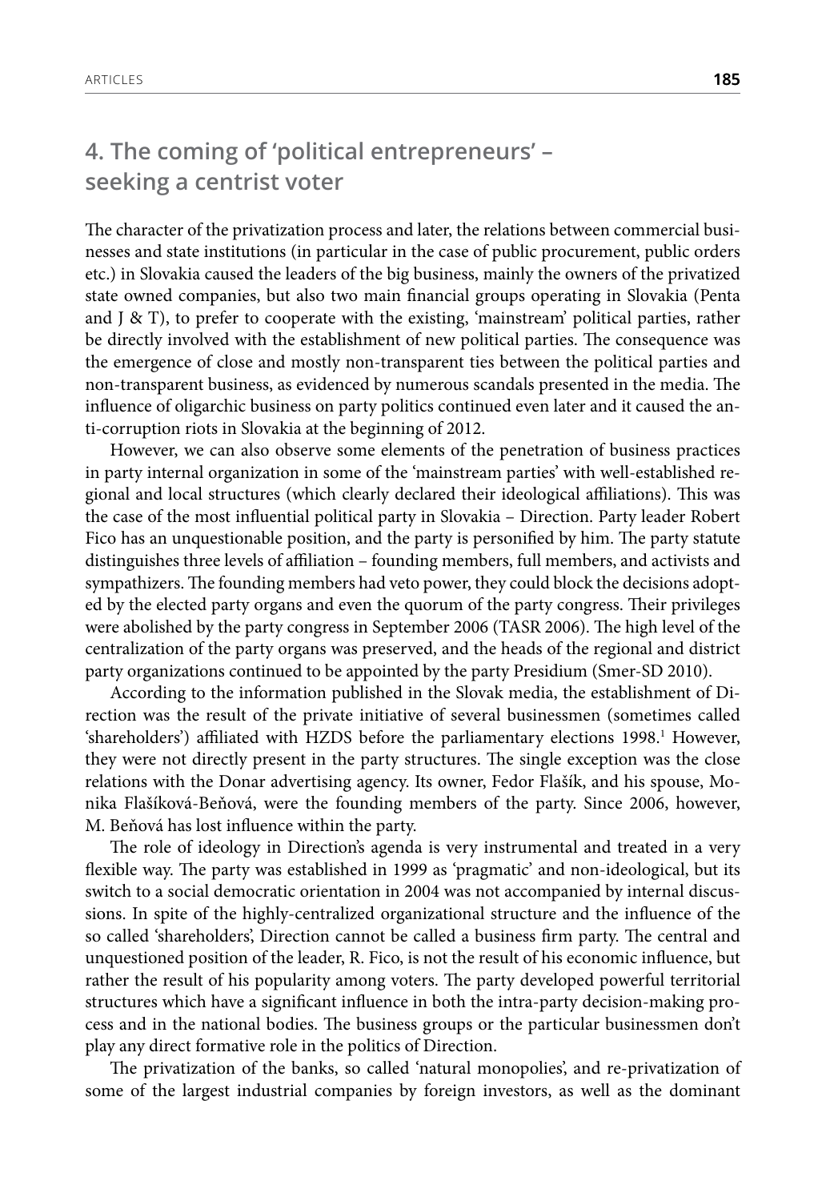## 4. The coming of 'political entrepreneurs' – seeking a centrist voter

The character of the privatization process and later, the relations between commercial businesses and state institutions (in particular in the case of public procurement, public orders etc.) in Slovakia caused the leaders of the big business, mainly the owners of the privatized state owned companies, but also two main financial groups operating in Slovakia (Penta and J & T), to prefer to cooperate with the existing, 'mainstream' political parties, rather be directly involved with the establishment of new political parties. The consequence was the emergence of close and mostly non-transparent ties between the political parties and non-transparent business, as evidenced by numerous scandals presented in the media. The influence of oligarchic business on party politics continued even later and it caused the anti-corruption riots in Slovakia at the beginning of 2012.

However, we can also observe some elements of the penetration of business practices in party internal organization in some of the 'mainstream parties' with well-established regional and local structures (which clearly declared their ideological affiliations). This was the case of the most influential political party in Slovakia – Direction. Party leader Robert Fico has an unquestionable position, and the party is personified by him. The party statute distinguishes three levels of affiliation – founding members, full members, and activists and sympathizers. The founding members had veto power, they could block the decisions adopted by the elected party organs and even the quorum of the party congress. Their privileges were abolished by the party congress in September 2006 (TASR 2006). The high level of the centralization of the party organs was preserved, and the heads of the regional and district party organizations continued to be appointed by the party Presidium (Smer-SD 2010).

According to the information published in the Slovak media, the establishment of Direction was the result of the private initiative of several businessmen (sometimes called 'shareholders') affiliated with HZDS before the parliamentary elections 1998.[1] However, they were not directly present in the party structures. The single exception was the close relations with the Donar advertising agency. Its owner, Fedor Flašík, and his spouse, Monika Flašíková-Beňová, were the founding members of the party. Since 2006, however, M. Beňová has lost influence within the party.

The role of ideology in Direction's agenda is very instrumental and treated in a very flexible way. The party was established in 1999 as 'pragmatic' and non-ideological, but its switch to a social democratic orientation in 2004 was not accompanied by internal discussions. In spite of the highly-centralized organizational structure and the influence of the so called 'shareholders', Direction cannot be called a business firm party. The central and unquestioned position of the leader, R. Fico, is not the result of his economic influence, but rather the result of his popularity among voters. The party developed powerful territorial structures which have a significant influence in both the intra-party decision-making process and in the national bodies. The business groups or the particular businessmen don't play any direct formative role in the politics of Direction.

The privatization of the banks, so called 'natural monopolies', and re-privatization of some of the largest industrial companies by foreign investors, as well as the dominant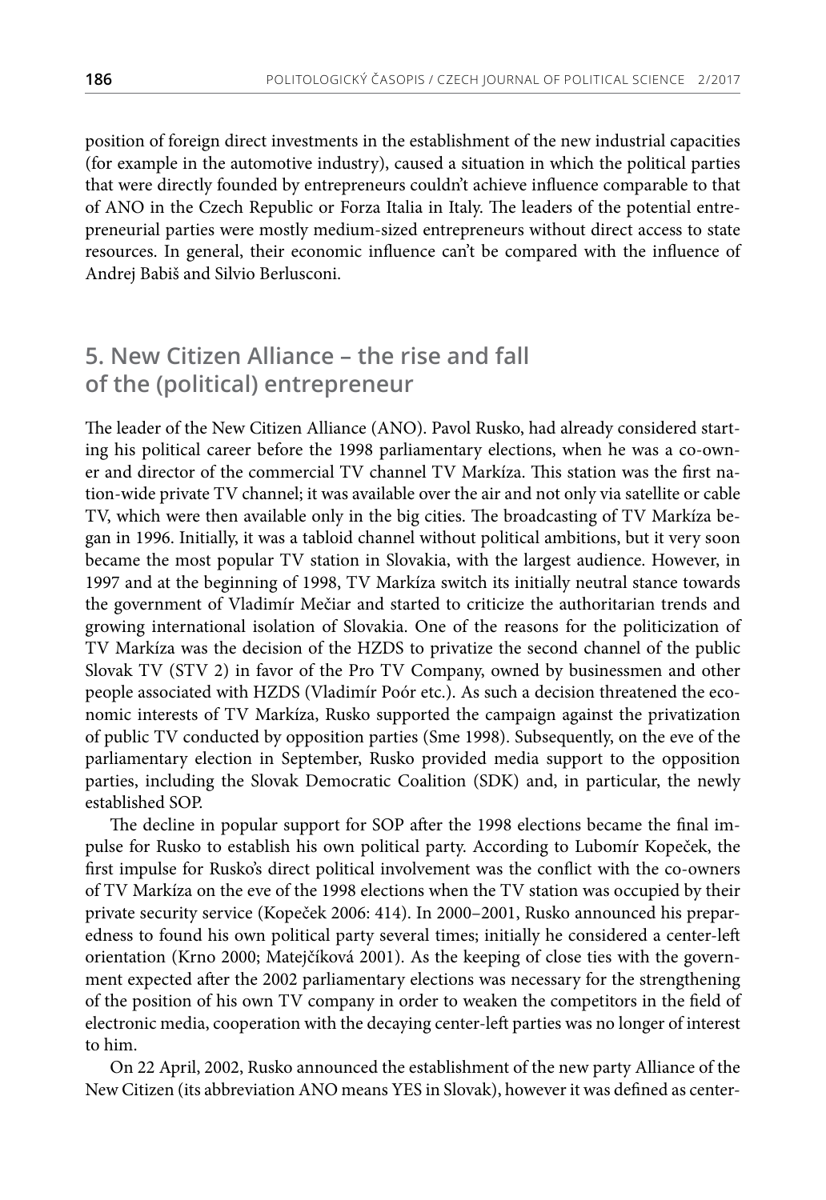position of foreign direct investments in the establishment of the new industrial capacities (for example in the automotive industry), caused a situation in which the political parties that were directly founded by entrepreneurs couldn't achieve influence comparable to that of ANO in the Czech Republic or Forza Italia in Italy. The leaders of the potential entrepreneurial parties were mostly medium-sized entrepreneurs without direct access to state resources. In general, their economic influence can't be compared with the influence of Andrej Babiš and Silvio Berlusconi.

## 5. New Citizen Alliance – the rise and fall of the (political) entrepreneur

The leader of the New Citizen Alliance (ANO). Pavol Rusko, had already considered starting his political career before the 1998 parliamentary elections, when he was a co-owner and director of the commercial TV channel TV Markíza. This station was the first nation-wide private TV channel; it was available over the air and not only via satellite or cable TV, which were then available only in the big cities. The broadcasting of TV Markíza began in 1996. Initially, it was a tabloid channel without political ambitions, but it very soon became the most popular TV station in Slovakia, with the largest audience. However, in 1997 and at the beginning of 1998, TV Markíza switch its initially neutral stance towards the government of Vladimír Mečiar and started to criticize the authoritarian trends and growing international isolation of Slovakia. One of the reasons for the politicization of TV Markíza was the decision of the HZDS to privatize the second channel of the public Slovak TV (STV 2) in favor of the Pro TV Company, owned by businessmen and other people associated with HZDS (Vladimír Poór etc.). As such a decision threatened the economic interests of TV Markíza, Rusko supported the campaign against the privatization of public TV conducted by opposition parties (Sme 1998). Subsequently, on the eve of the parliamentary election in September, Rusko provided media support to the opposition parties, including the Slovak Democratic Coalition (SDK) and, in particular, the newly established SOP.

The decline in popular support for SOP after the 1998 elections became the final impulse for Rusko to establish his own political party. According to Lubomír Kopeček, the first impulse for Rusko's direct political involvement was the conflict with the co-owners of TV Markíza on the eve of the 1998 elections when the TV station was occupied by their private security service (Kopeček 2006: 414). In 2000–2001, Rusko announced his preparedness to found his own political party several times; initially he considered a center-left orientation (Krno 2000; Matejčíková 2001). As the keeping of close ties with the government expected after the 2002 parliamentary elections was necessary for the strengthening of the position of his own TV company in order to weaken the competitors in the field of electronic media, cooperation with the decaying center-left parties was no longer of interest to him.

On 22 April, 2002, Rusko announced the establishment of the new party Alliance of the New Citizen (its abbreviation ANO means YES in Slovak), however it was defined as center-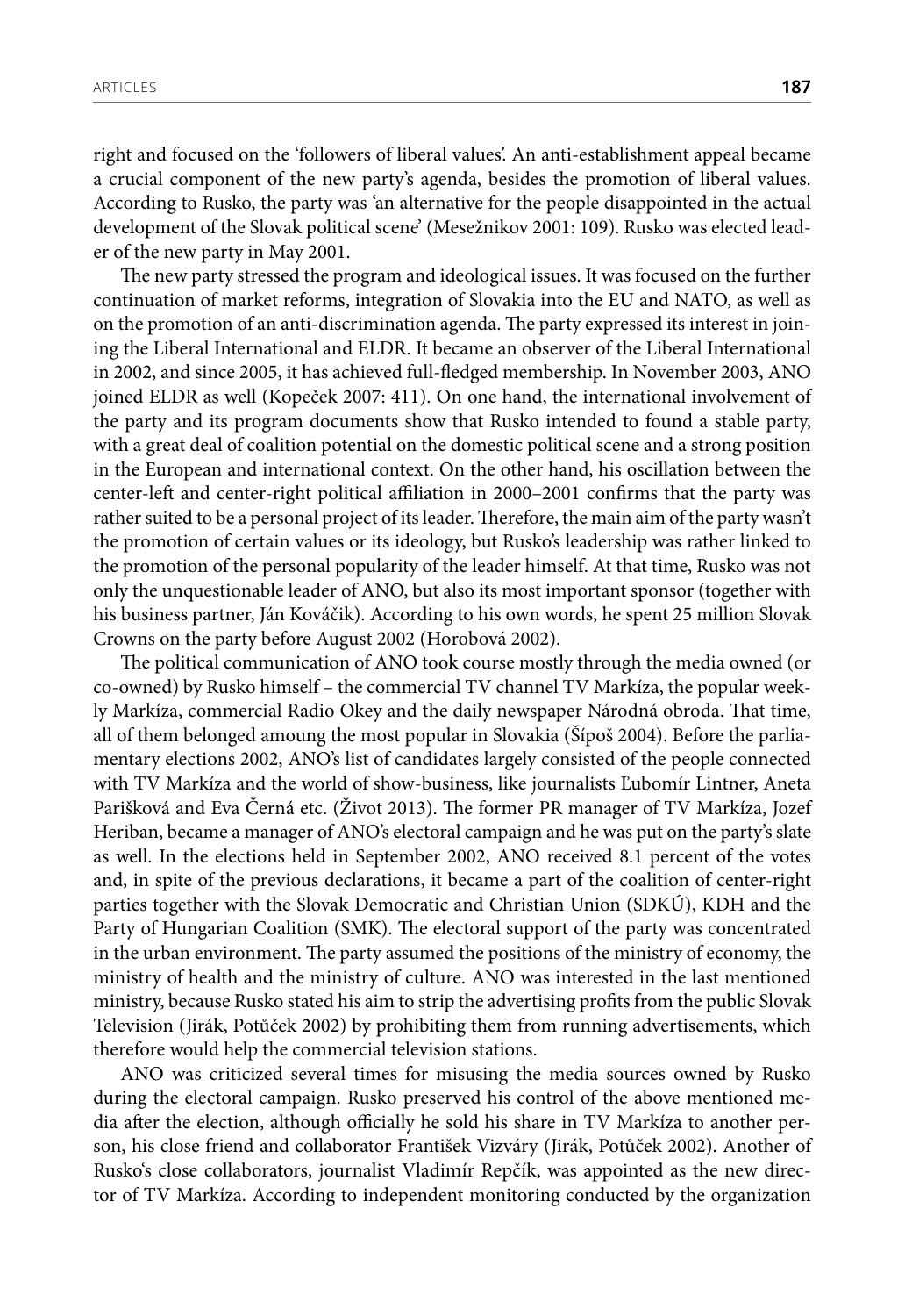right and focused on the 'followers of liberal values'. An anti-establishment appeal became a crucial component of the new party's agenda, besides the promotion of liberal values. According to Rusko, the party was 'an alternative for the people disappointed in the actual development of the Slovak political scene' (Mesežnikov 2001: 109). Rusko was elected leader of the new party in May 2001.

The new party stressed the program and ideological issues. It was focused on the further continuation of market reforms, integration of Slovakia into the EU and NATO, as well as on the promotion of an anti-discrimination agenda. The party expressed its interest in joining the Liberal International and ELDR. It became an observer of the Liberal International in 2002, and since 2005, it has achieved full-fledged membership. In November 2003, ANO joined ELDR as well (Kopeček 2007: 411). On one hand, the international involvement of the party and its program documents show that Rusko intended to found a stable party, with a great deal of coalition potential on the domestic political scene and a strong position in the European and international context. On the other hand, his oscillation between the center-left and center-right political affiliation in 2000–2001 confirms that the party was rather suited to be a personal project of its leader. Therefore, the main aim of the party wasn't the promotion of certain values or its ideology, but Rusko's leadership was rather linked to the promotion of the personal popularity of the leader himself. At that time, Rusko was not only the unquestionable leader of ANO, but also its most important sponsor (together with his business partner, Ján Kováčik). According to his own words, he spent 25 million Slovak Crowns on the party before August 2002 (Horobová 2002).

The political communication of ANO took course mostly through the media owned (or co-owned) by Rusko himself – the commercial TV channel TV Markíza, the popular weekly Markíza, commercial Radio Okey and the daily newspaper Národná obroda. That time, all of them belonged amoung the most popular in Slovakia (Šípoš 2004). Before the parliamentary elections 2002, ANO's list of candidates largely consisted of the people connected with TV Markíza and the world of show-business, like journalists Ľubomír Lintner, Aneta Parišková and Eva Černá etc. (Život 2013). The former PR manager of TV Markíza, Jozef Heriban, became a manager of ANO's electoral campaign and he was put on the party's slate as well. In the elections held in September 2002, ANO received 8.1 percent of the votes and, in spite of the previous declarations, it became a part of the coalition of center-right parties together with the Slovak Democratic and Christian Union (SDKÚ), KDH and the Party of Hungarian Coalition (SMK). The electoral support of the party was concentrated in the urban environment. The party assumed the positions of the ministry of economy, the ministry of health and the ministry of culture. ANO was interested in the last mentioned ministry, because Rusko stated his aim to strip the advertising profits from the public Slovak Television (Jirák, Potůček 2002) by prohibiting them from running advertisements, which therefore would help the commercial television stations.

ANO was criticized several times for misusing the media sources owned by Rusko during the electoral campaign. Rusko preserved his control of the above mentioned media after the election, although officially he sold his share in TV Markíza to another person, his close friend and collaborator František Vizváry (Jirák, Potůček 2002). Another of Rusko's close collaborators, journalist Vladimír Repčík, was appointed as the new director of TV Markíza. According to independent monitoring conducted by the organization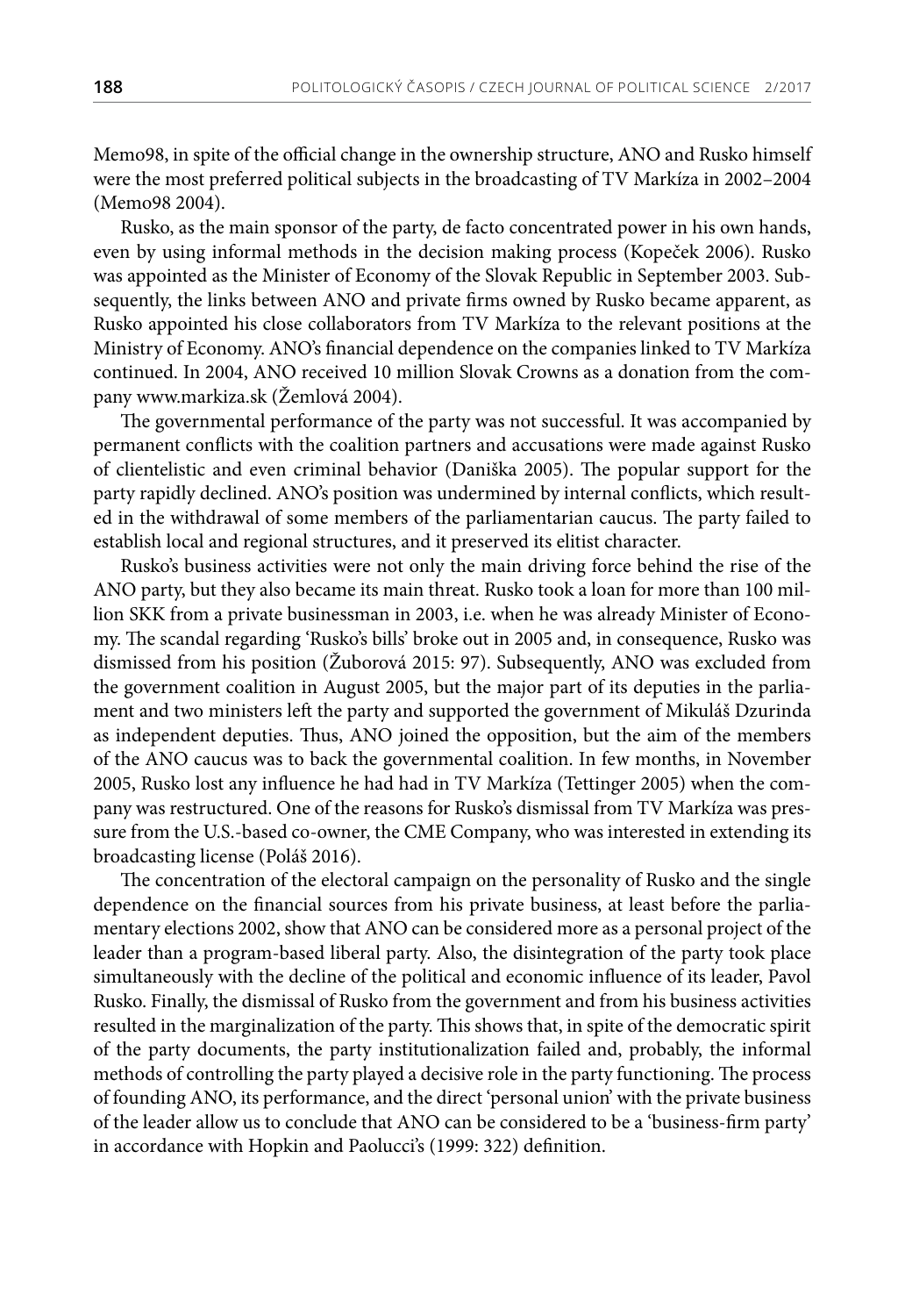Memo98, in spite of the official change in the ownership structure, ANO and Rusko himself were the most preferred political subjects in the broadcasting of TV Markíza in 2002–2004 (Memo98 2004).

Rusko, as the main sponsor of the party, de facto concentrated power in his own hands, even by using informal methods in the decision making process (Kopeček 2006). Rusko was appointed as the Minister of Economy of the Slovak Republic in September 2003. Subsequently, the links between ANO and private firms owned by Rusko became apparent, as Rusko appointed his close collaborators from TV Markíza to the relevant positions at the Ministry of Economy. ANO's financial dependence on the companies linked to TV Markíza continued. In 2004, ANO received 10 million Slovak Crowns as a donation from the company www.markiza.sk (Žemlová 2004).

The governmental performance of the party was not successful. It was accompanied by permanent conflicts with the coalition partners and accusations were made against Rusko of clientelistic and even criminal behavior (Daniška 2005). The popular support for the party rapidly declined. ANO's position was undermined by internal conflicts, which resulted in the withdrawal of some members of the parliamentarian caucus. The party failed to establish local and regional structures, and it preserved its elitist character.

Rusko's business activities were not only the main driving force behind the rise of the ANO party, but they also became its main threat. Rusko took a loan for more than 100 million SKK from a private businessman in 2003, i.e. when he was already Minister of Economy. The scandal regarding 'Rusko's bills' broke out in 2005 and, in consequence, Rusko was dismissed from his position (Žuborová 2015: 97). Subsequently, ANO was excluded from the government coalition in August 2005, but the major part of its deputies in the parliament and two ministers left the party and supported the government of Mikuláš Dzurinda as independent deputies. Thus, ANO joined the opposition, but the aim of the members of the ANO caucus was to back the governmental coalition. In few months, in November 2005, Rusko lost any influence he had had in TV Markíza (Tettinger 2005) when the company was restructured. One of the reasons for Rusko's dismissal from TV Markíza was pressure from the U.S.-based co-owner, the CME Company, who was interested in extending its broadcasting license (Poláš 2016).

The concentration of the electoral campaign on the personality of Rusko and the single dependence on the financial sources from his private business, at least before the parliamentary elections 2002, show that ANO can be considered more as a personal project of the leader than a program-based liberal party. Also, the disintegration of the party took place simultaneously with the decline of the political and economic influence of its leader, Pavol Rusko. Finally, the dismissal of Rusko from the government and from his business activities resulted in the marginalization of the party. This shows that, in spite of the democratic spirit of the party documents, the party institutionalization failed and, probably, the informal methods of controlling the party played a decisive role in the party functioning. The process of founding ANO, its performance, and the direct 'personal union' with the private business of the leader allow us to conclude that ANO can be considered to be a 'business-firm party' in accordance with Hopkin and Paolucci's (1999: 322) definition.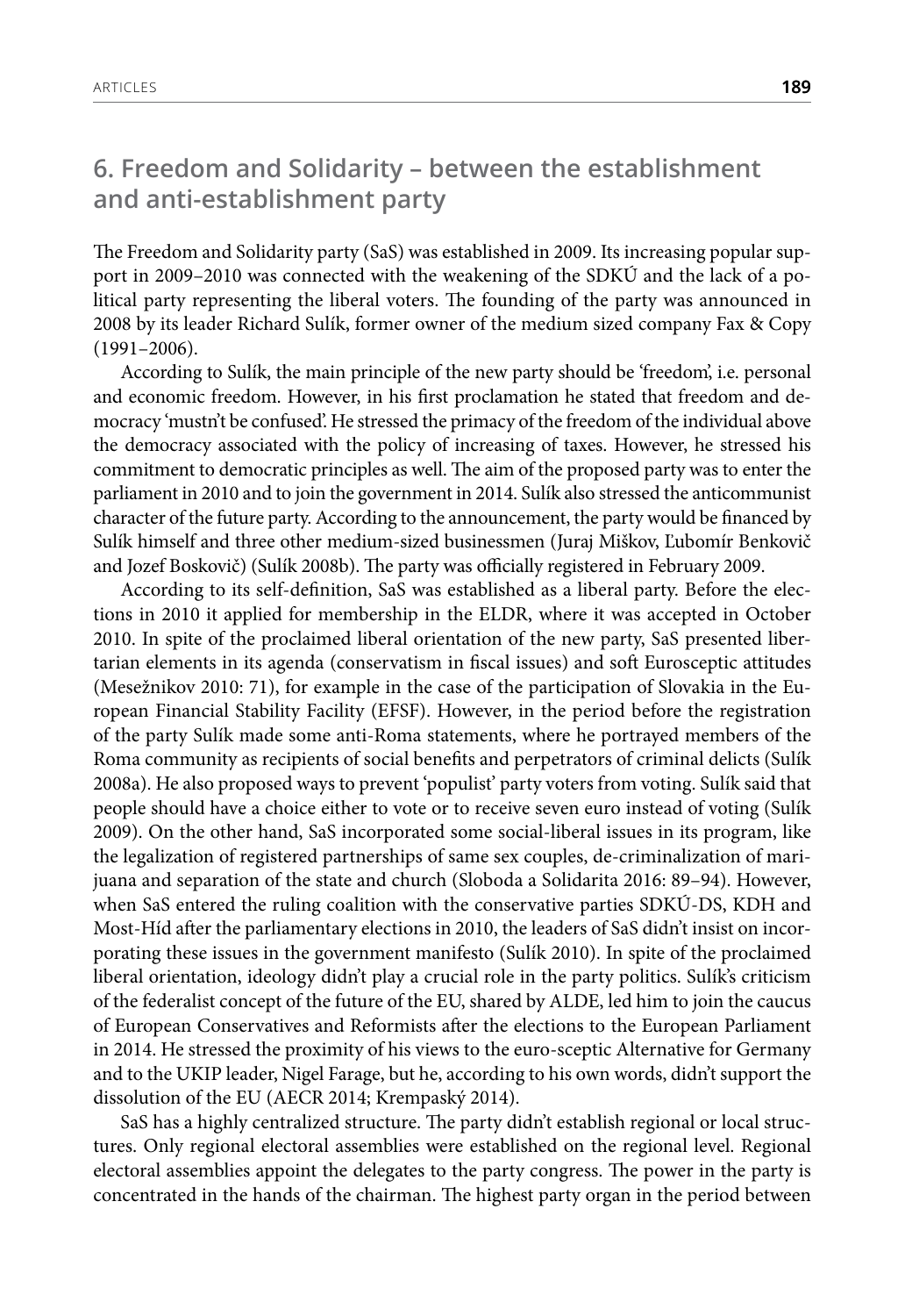## 6. Freedom and Solidarity – between the establishment and anti-establishment party

The Freedom and Solidarity party (SaS) was established in 2009. Its increasing popular support in 2009–2010 was connected with the weakening of the SDKÚ and the lack of a political party representing the liberal voters. The founding of the party was announced in 2008 by its leader Richard Sulík, former owner of the medium sized company Fax & Copy (1991–2006).

According to Sulík, the main principle of the new party should be 'freedom', i.e. personal and economic freedom. However, in his first proclamation he stated that freedom and democracy 'mustn't be confused'. He stressed the primacy of the freedom of the individual above the democracy associated with the policy of increasing of taxes. However, he stressed his commitment to democratic principles as well. The aim of the proposed party was to enter the parliament in 2010 and to join the government in 2014. Sulík also stressed the anticommunist character of the future party. According to the announcement, the party would be financed by Sulík himself and three other medium-sized businessmen (Juraj Miškov, Ľubomír Benkovič and Jozef Boskovič) (Sulík 2008b). The party was officially registered in February 2009.

According to its self-definition, SaS was established as a liberal party. Before the elections in 2010 it applied for membership in the ELDR, where it was accepted in October 2010. In spite of the proclaimed liberal orientation of the new party, SaS presented libertarian elements in its agenda (conservatism in fiscal issues) and soft Eurosceptic attitudes (Mesežnikov 2010: 71), for example in the case of the participation of Slovakia in the European Financial Stability Facility (EFSF). However, in the period before the registration of the party Sulík made some anti-Roma statements, where he portrayed members of the Roma community as recipients of social benefits and perpetrators of criminal delicts (Sulík 2008a). He also proposed ways to prevent 'populist' party voters from voting. Sulík said that people should have a choice either to vote or to receive seven euro instead of voting (Sulík 2009). On the other hand, SaS incorporated some social-liberal issues in its program, like the legalization of registered partnerships of same sex couples, de-criminalization of marijuana and separation of the state and church (Sloboda a Solidarita 2016: 89–94). However, when SaS entered the ruling coalition with the conservative parties SDKÚ-DS, KDH and Most-Híd after the parliamentary elections in 2010, the leaders of SaS didn't insist on incorporating these issues in the government manifesto (Sulík 2010). In spite of the proclaimed liberal orientation, ideology didn't play a crucial role in the party politics. Sulík's criticism of the federalist concept of the future of the EU, shared by ALDE, led him to join the caucus of European Conservatives and Reformists after the elections to the European Parliament in 2014. He stressed the proximity of his views to the euro-sceptic Alternative for Germany and to the UKIP leader, Nigel Farage, but he, according to his own words, didn't support the dissolution of the EU (AECR 2014; Krempaský 2014).

SaS has a highly centralized structure. The party didn't establish regional or local structures. Only regional electoral assemblies were established on the regional level. Regional electoral assemblies appoint the delegates to the party congress. The power in the party is concentrated in the hands of the chairman. The highest party organ in the period between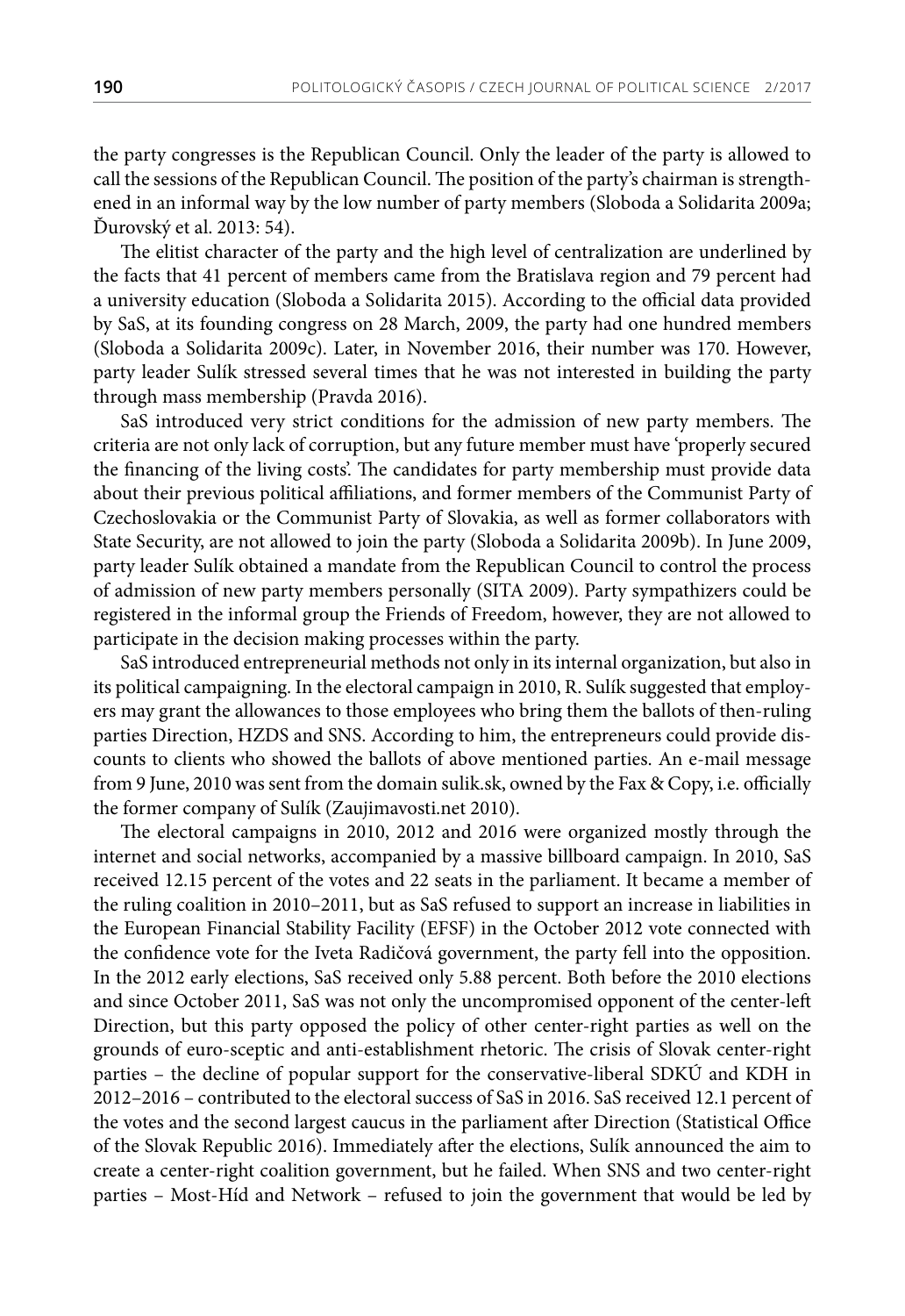the party congresses is the Republican Council. Only the leader of the party is allowed to call the sessions of the Republican Council. The position of the party's chairman is strengthened in an informal way by the low number of party members (Sloboda a Solidarita 2009a; Ďurovský et al. 2013: 54).

The elitist character of the party and the high level of centralization are underlined by the facts that 41 percent of members came from the Bratislava region and 79 percent had a university education (Sloboda a Solidarita 2015). According to the official data provided by SaS, at its founding congress on 28 March, 2009, the party had one hundred members (Sloboda a Solidarita 2009c). Later, in November 2016, their number was 170. However, party leader Sulík stressed several times that he was not interested in building the party through mass membership (Pravda 2016).

SaS introduced very strict conditions for the admission of new party members. The criteria are not only lack of corruption, but any future member must have 'properly secured the financing of the living costs'. The candidates for party membership must provide data about their previous political affiliations, and former members of the Communist Party of Czechoslovakia or the Communist Party of Slovakia, as well as former collaborators with State Security, are not allowed to join the party (Sloboda a Solidarita 2009b). In June 2009, party leader Sulík obtained a mandate from the Republican Council to control the process of admission of new party members personally (SITA 2009). Party sympathizers could be registered in the informal group the Friends of Freedom, however, they are not allowed to participate in the decision making processes within the party.

SaS introduced entrepreneurial methods not only in its internal organization, but also in its political campaigning. In the electoral campaign in 2010, R. Sulík suggested that employers may grant the allowances to those employees who bring them the ballots of then-ruling parties Direction, HZDS and SNS. According to him, the entrepreneurs could provide discounts to clients who showed the ballots of above mentioned parties. An e-mail message from 9 June, 2010 was sent from the domain sulik.sk, owned by the Fax & Copy, i.e. officially the former company of Sulík (Zaujimavosti.net 2010).

The electoral campaigns in 2010, 2012 and 2016 were organized mostly through the internet and social networks, accompanied by a massive billboard campaign. In 2010, SaS received 12.15 percent of the votes and 22 seats in the parliament. It became a member of the ruling coalition in 2010–2011, but as SaS refused to support an increase in liabilities in the European Financial Stability Facility (EFSF) in the October 2012 vote connected with the confidence vote for the Iveta Radičová government, the party fell into the opposition. In the 2012 early elections, SaS received only 5.88 percent. Both before the 2010 elections and since October 2011, SaS was not only the uncompromised opponent of the center-left Direction, but this party opposed the policy of other center-right parties as well on the grounds of euro-sceptic and anti-establishment rhetoric. The crisis of Slovak center-right parties – the decline of popular support for the conservative-liberal SDKÚ and KDH in 2012–2016 – contributed to the electoral success of SaS in 2016. SaS received 12.1 percent of the votes and the second largest caucus in the parliament after Direction (Statistical Office of the Slovak Republic 2016). Immediately after the elections, Sulík announced the aim to create a center-right coalition government, but he failed. When SNS and two center-right parties – Most-Híd and Network – refused to join the government that would be led by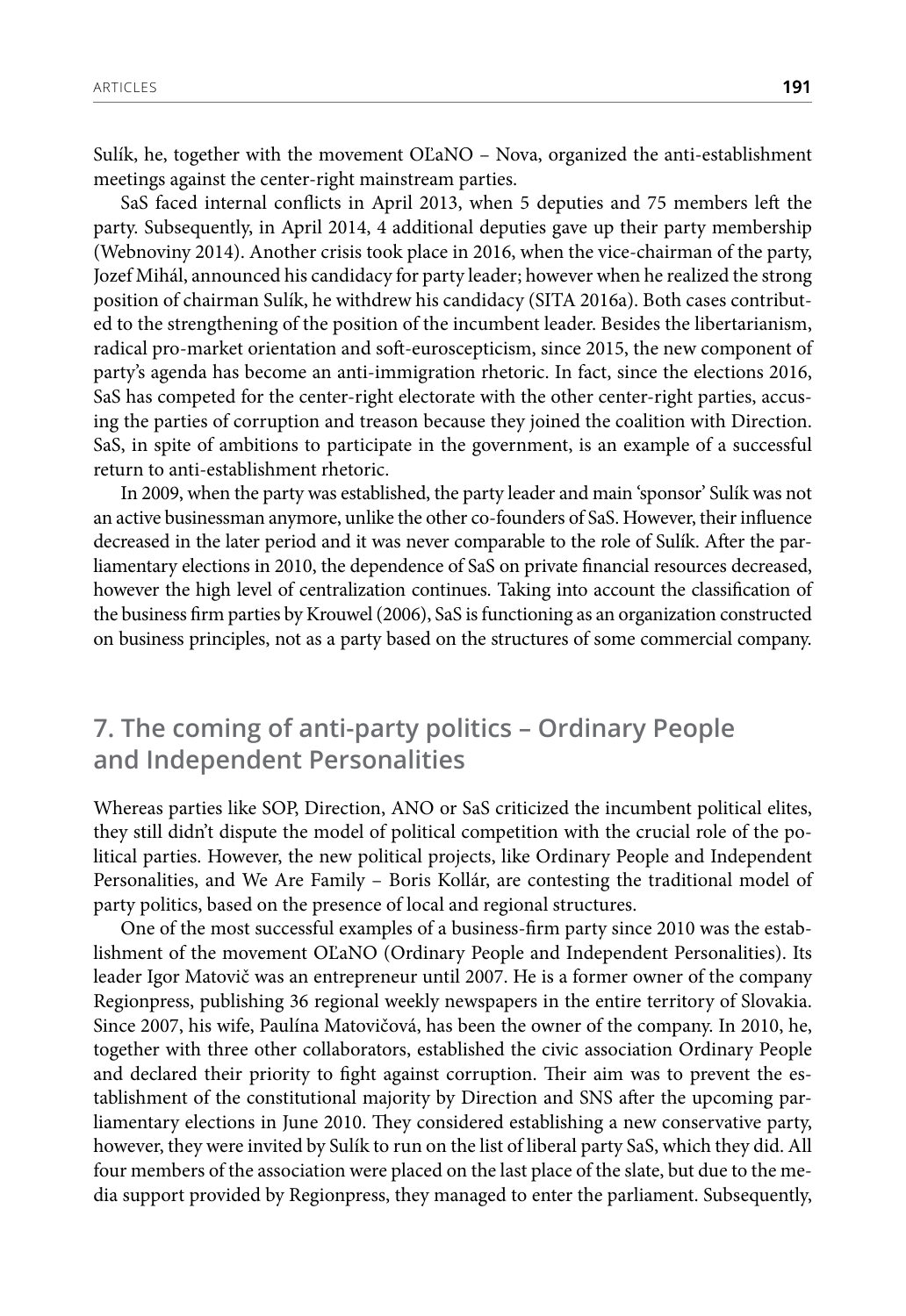Sulík, he, together with the movement OĽaNO – Nova, organized the anti-establishment meetings against the center-right mainstream parties.

SaS faced internal conflicts in April 2013, when 5 deputies and 75 members left the party. Subsequently, in April 2014, 4 additional deputies gave up their party membership (Webnoviny 2014). Another crisis took place in 2016, when the vice-chairman of the party, Jozef Mihál, announced his candidacy for party leader; however when he realized the strong position of chairman Sulík, he withdrew his candidacy (SITA 2016a). Both cases contributed to the strengthening of the position of the incumbent leader. Besides the libertarianism, radical pro-market orientation and soft-euroscepticism, since 2015, the new component of party's agenda has become an anti-immigration rhetoric. In fact, since the elections 2016, SaS has competed for the center-right electorate with the other center-right parties, accusing the parties of corruption and treason because they joined the coalition with Direction. SaS, in spite of ambitions to participate in the government, is an example of a successful return to anti-establishment rhetoric.

In 2009, when the party was established, the party leader and main 'sponsor' Sulík was not an active businessman anymore, unlike the other co-founders of SaS. However, their influence decreased in the later period and it was never comparable to the role of Sulík. After the parliamentary elections in 2010, the dependence of SaS on private financial resources decreased, however the high level of centralization continues. Taking into account the classification of the business firm parties by Krouwel (2006), SaS is functioning as an organization constructed on business principles, not as a party based on the structures of some commercial company.

## 7. The coming of anti-party politics – Ordinary People and Independent Personalities

Whereas parties like SOP, Direction, ANO or SaS criticized the incumbent political elites, they still didn't dispute the model of political competition with the crucial role of the political parties. However, the new political projects, like Ordinary People and Independent Personalities, and We Are Family – Boris Kollár, are contesting the traditional model of party politics, based on the presence of local and regional structures.

One of the most successful examples of a business-firm party since 2010 was the establishment of the movement OĽaNO (Ordinary People and Independent Personalities). Its leader Igor Matovič was an entrepreneur until 2007. He is a former owner of the company Regionpress, publishing 36 regional weekly newspapers in the entire territory of Slovakia. Since 2007, his wife, Paulína Matovičová, has been the owner of the company. In 2010, he, together with three other collaborators, established the civic association Ordinary People and declared their priority to fight against corruption. Their aim was to prevent the establishment of the constitutional majority by Direction and SNS after the upcoming parliamentary elections in June 2010. They considered establishing a new conservative party, however, they were invited by Sulík to run on the list of liberal party SaS, which they did. All four members of the association were placed on the last place of the slate, but due to the media support provided by Regionpress, they managed to enter the parliament. Subsequently,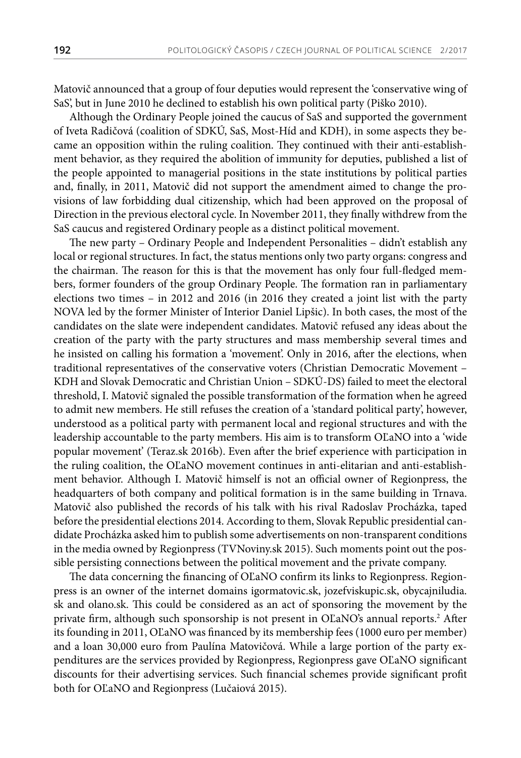Matovič announced that a group of four deputies would represent the 'conservative wing of SaS', but in June 2010 he declined to establish his own political party (Piško 2010).

Although the Ordinary People joined the caucus of SaS and supported the government of Iveta Radičová (coalition of SDKÚ, SaS, Most-Híd and KDH), in some aspects they became an opposition within the ruling coalition. They continued with their anti-establishment behavior, as they required the abolition of immunity for deputies, published a list of the people appointed to managerial positions in the state institutions by political parties and, finally, in 2011, Matovič did not support the amendment aimed to change the provisions of law forbidding dual citizenship, which had been approved on the proposal of Direction in the previous electoral cycle. In November 2011, they finally withdrew from the SaS caucus and registered Ordinary people as a distinct political movement.

The new party – Ordinary People and Independent Personalities – didn't establish any local or regional structures. In fact, the status mentions only two party organs: congress and the chairman. The reason for this is that the movement has only four full-fledged members, former founders of the group Ordinary People. The formation ran in parliamentary elections two times – in 2012 and 2016 (in 2016 they created a joint list with the party NOVA led by the former Minister of Interior Daniel Lipšic). In both cases, the most of the candidates on the slate were independent candidates. Matovič refused any ideas about the creation of the party with the party structures and mass membership several times and he insisted on calling his formation a 'movement'. Only in 2016, after the elections, when traditional representatives of the conservative voters (Christian Democratic Movement – KDH and Slovak Democratic and Christian Union – SDKÚ-DS) failed to meet the electoral threshold, I. Matovič signaled the possible transformation of the formation when he agreed to admit new members. He still refuses the creation of a 'standard political party', however, understood as a political party with permanent local and regional structures and with the leadership accountable to the party members. His aim is to transform OĽaNO into a 'wide popular movement' (Teraz.sk 2016b). Even after the brief experience with participation in the ruling coalition, the OĽaNO movement continues in anti-elitarian and anti-establishment behavior. Although I. Matovič himself is not an official owner of Regionpress, the headquarters of both company and political formation is in the same building in Trnava. Matovič also published the records of his talk with his rival Radoslav Procházka, taped before the presidential elections 2014. According to them, Slovak Republic presidential candidate Procházka asked him to publish some advertisements on non-transparent conditions in the media owned by Regionpress (TVNoviny.sk 2015). Such moments point out the possible persisting connections between the political movement and the private company.

The data concerning the financing of OĽaNO confirm its links to Regionpress. Regionpress is an owner of the internet domains igormatovic.sk, jozefviskupic.sk, obycajniludia.sk and olano.sk. This could be considered as an act of sponsoring the movement by the private firm, although such sponsorship is not present in OĽaNO's annual reports.[2] After its founding in 2011, OĽaNO was financed by its membership fees (1000 euro per member) and a loan 30,000 euro from Paulína Matovičová. While a large portion of the party expenditures are the services provided by Regionpress, Regionpress gave OĽaNO significant discounts for their advertising services. Such financial schemes provide significant profit both for OĽaNO and Regionpress (Lučaiová 2015).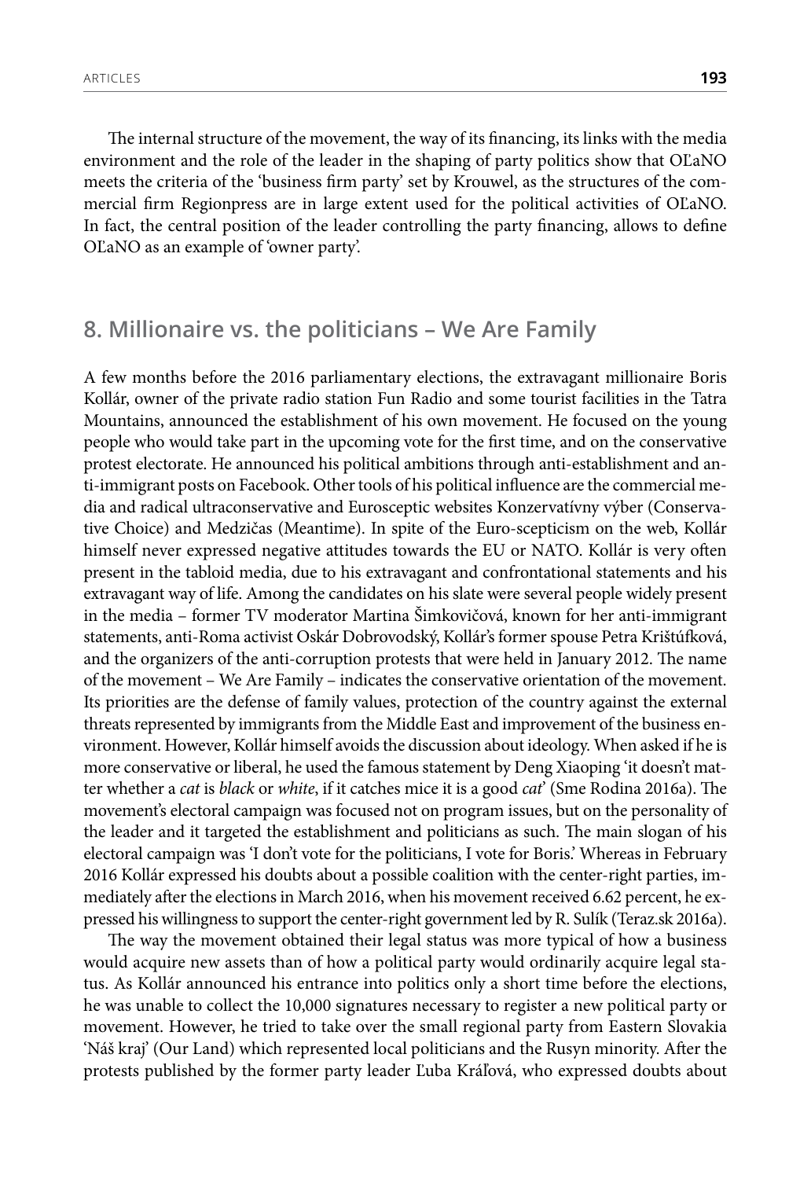The internal structure of the movement, the way of its financing, its links with the media environment and the role of the leader in the shaping of party politics show that OĽaNO meets the criteria of the 'business firm party' set by Krouwel, as the structures of the commercial firm Regionpress are in large extent used for the political activities of OĽaNO. In fact, the central position of the leader controlling the party financing, allows to define OĽaNO as an example of 'owner party'.

## 8. Millionaire vs. the politicians – We Are Family

A few months before the 2016 parliamentary elections, the extravagant millionaire Boris Kollár, owner of the private radio station Fun Radio and some tourist facilities in the Tatra Mountains, announced the establishment of his own movement. He focused on the young people who would take part in the upcoming vote for the first time, and on the conservative protest electorate. He announced his political ambitions through anti-establishment and anti-immigrant posts on Facebook. Other tools of his political influence are the commercial media and radical ultraconservative and Eurosceptic websites Konzervatívny výber (Conservative Choice) and Medzičas (Meantime). In spite of the Euro-scepticism on the web, Kollár himself never expressed negative attitudes towards the EU or NATO. Kollár is very often present in the tabloid media, due to his extravagant and confrontational statements and his extravagant way of life. Among the candidates on his slate were several people widely present in the media – former TV moderator Martina Šimkovičová, known for her anti-immigrant statements, anti-Roma activist Oskár Dobrovodský, Kollár's former spouse Petra Krištúfková, and the organizers of the anti-corruption protests that were held in January 2012. The name of the movement – We Are Family – indicates the conservative orientation of the movement. Its priorities are the defense of family values, protection of the country against the external threats represented by immigrants from the Middle East and improvement of the business environment. However, Kollár himself avoids the discussion about ideology. When asked if he is more conservative or liberal, he used the famous statement by Deng Xiaoping 'it doesn't matter whether a *cat* is *black* or *white*, if it catches mice it is a good *cat*' (Sme Rodina 2016a). The movement's electoral campaign was focused not on program issues, but on the personality of the leader and it targeted the establishment and politicians as such. The main slogan of his electoral campaign was 'I don't vote for the politicians, I vote for Boris.' Whereas in February 2016 Kollár expressed his doubts about a possible coalition with the center-right parties, immediately after the elections in March 2016, when his movement received 6.62 percent, he expressed his willingness to support the center-right government led by R. Sulík (Teraz.sk 2016a).

The way the movement obtained their legal status was more typical of how a business would acquire new assets than of how a political party would ordinarily acquire legal status. As Kollár announced his entrance into politics only a short time before the elections, he was unable to collect the 10,000 signatures necessary to register a new political party or movement. However, he tried to take over the small regional party from Eastern Slovakia 'Náš kraj' (Our Land) which represented local politicians and the Rusyn minority. After the protests published by the former party leader Ľuba Kráľová, who expressed doubts about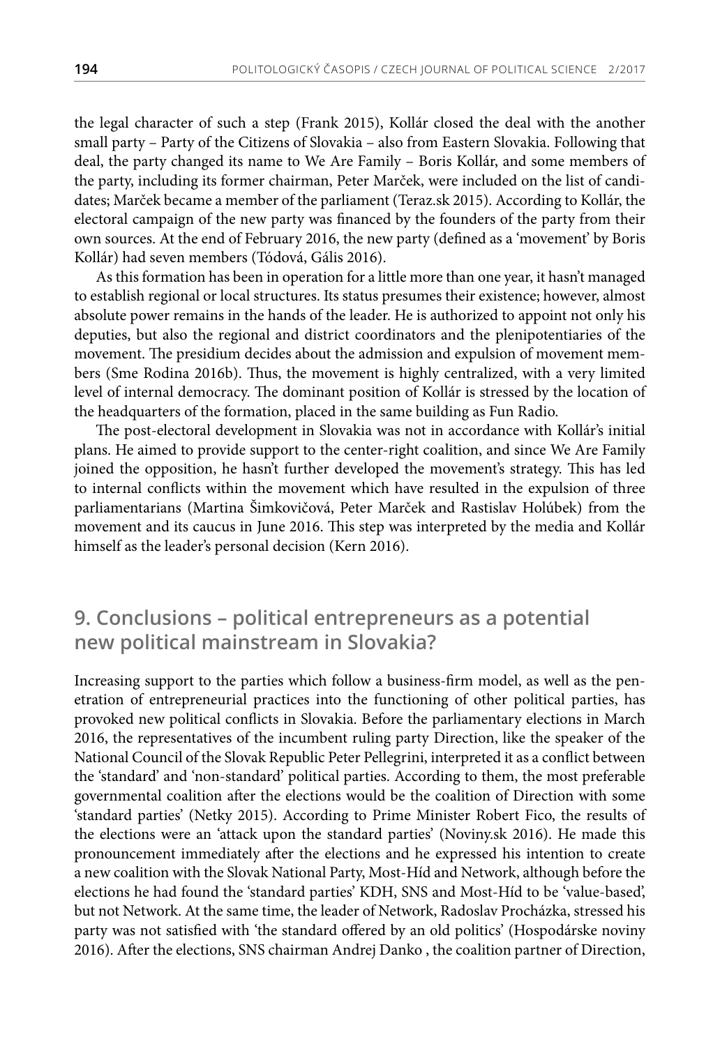the legal character of such a step (Frank 2015), Kollár closed the deal with the another small party – Party of the Citizens of Slovakia – also from Eastern Slovakia. Following that deal, the party changed its name to We Are Family – Boris Kollár, and some members of the party, including its former chairman, Peter Marček, were included on the list of candidates; Marček became a member of the parliament (Teraz.sk 2015). According to Kollár, the electoral campaign of the new party was financed by the founders of the party from their own sources. At the end of February 2016, the new party (defined as a 'movement' by Boris Kollár) had seven members (Tódová, Gális 2016).

As this formation has been in operation for a little more than one year, it hasn't managed to establish regional or local structures. Its status presumes their existence; however, almost absolute power remains in the hands of the leader. He is authorized to appoint not only his deputies, but also the regional and district coordinators and the plenipotentiaries of the movement. The presidium decides about the admission and expulsion of movement members (Sme Rodina 2016b). Thus, the movement is highly centralized, with a very limited level of internal democracy. The dominant position of Kollár is stressed by the location of the headquarters of the formation, placed in the same building as Fun Radio.

The post-electoral development in Slovakia was not in accordance with Kollár's initial plans. He aimed to provide support to the center-right coalition, and since We Are Family joined the opposition, he hasn't further developed the movement's strategy. This has led to internal conflicts within the movement which have resulted in the expulsion of three parliamentarians (Martina Šimkovičová, Peter Marček and Rastislav Holúbek) from the movement and its caucus in June 2016. This step was interpreted by the media and Kollár himself as the leader's personal decision (Kern 2016).

## 9. Conclusions – political entrepreneurs as a potential new political mainstream in Slovakia?

Increasing support to the parties which follow a business-firm model, as well as the penetration of entrepreneurial practices into the functioning of other political parties, has provoked new political conflicts in Slovakia. Before the parliamentary elections in March 2016, the representatives of the incumbent ruling party Direction, like the speaker of the National Council of the Slovak Republic Peter Pellegrini, interpreted it as a conflict between the 'standard' and 'non-standard' political parties. According to them, the most preferable governmental coalition after the elections would be the coalition of Direction with some 'standard parties' (Netky 2015). According to Prime Minister Robert Fico, the results of the elections were an 'attack upon the standard parties' (Noviny.sk 2016). He made this pronouncement immediately after the elections and he expressed his intention to create a new coalition with the Slovak National Party, Most-Híd and Network, although before the elections he had found the 'standard parties' KDH, SNS and Most-Híd to be 'value-based', but not Network. At the same time, the leader of Network, Radoslav Procházka, stressed his party was not satisfied with 'the standard offered by an old politics' (Hospodárske noviny 2016). After the elections, SNS chairman Andrej Danko , the coalition partner of Direction,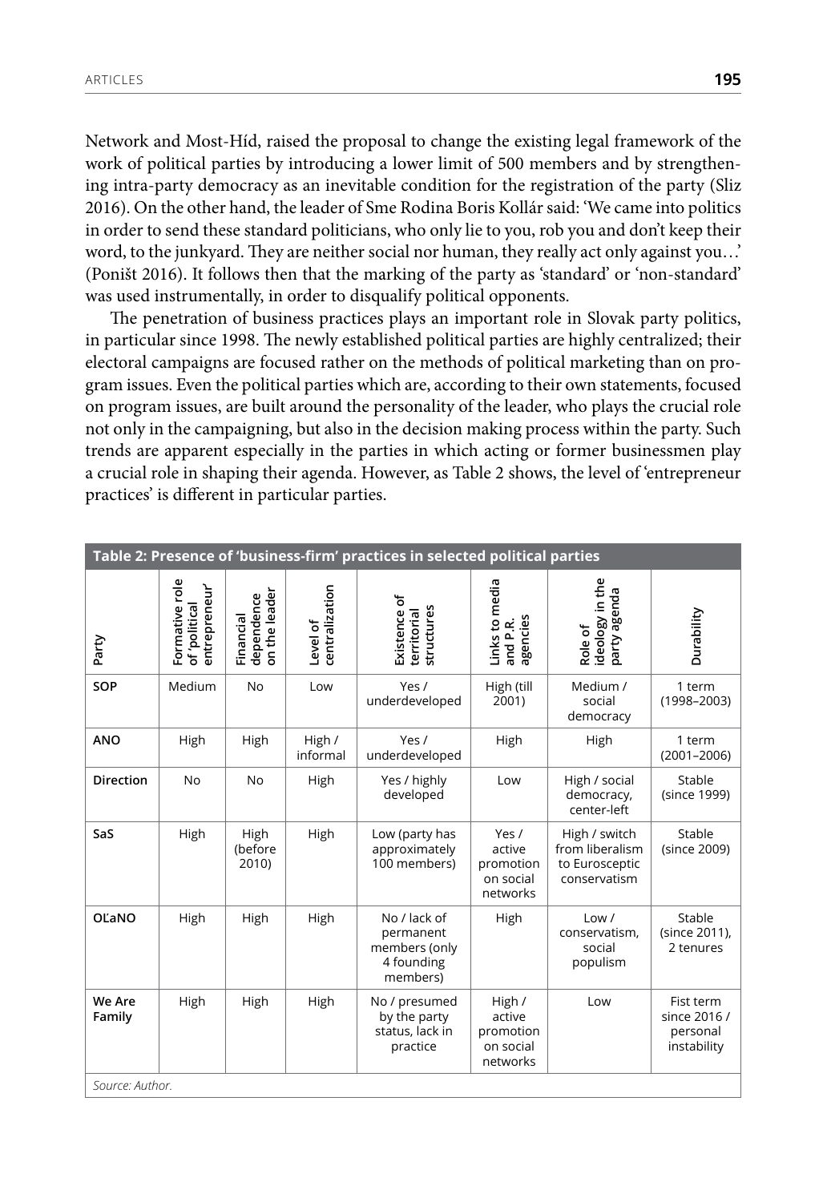Network and Most-Híd, raised the proposal to change the existing legal framework of the work of political parties by introducing a lower limit of 500 members and by strengthening intra-party democracy as an inevitable condition for the registration of the party (Sliz 2016). On the other hand, the leader of Sme Rodina Boris Kollár said: 'We came into politics in order to send these standard politicians, who only lie to you, rob you and don't keep their word, to the junkyard. They are neither social nor human, they really act only against you…' (Poništ 2016). It follows then that the marking of the party as 'standard' or 'non-standard' was used instrumentally, in order to disqualify political opponents.

The penetration of business practices plays an important role in Slovak party politics, in particular since 1998. The newly established political parties are highly centralized; their electoral campaigns are focused rather on the methods of political marketing than on program issues. Even the political parties which are, according to their own statements, focused on program issues, are built around the personality of the leader, who plays the crucial role not only in the campaigning, but also in the decision making process within the party. Such trends are apparent especially in the parties in which acting or former businessmen play a crucial role in shaping their agenda. However, as Table 2 shows, the level of 'entrepreneur practices' is different in particular parties.

**Table 2: Presence of 'business-firm' practices in selected political parties**

| Party | Formative role of 'political entrepreneur' | Financial dependence on the leader | Level of centralization | Existence of territorial structures | Links to media and P.R. agencies | Role of ideology in the party agenda | Durability |
|---|---|---|---|---|---|---|---|
| **SOP** | Medium | No | Low | Yes / underdeveloped | High (till 2001) | Medium / social democracy | 1 term (1998–2003) |
| **ANO** | High | High | High / informal | Yes / underdeveloped | High | High | 1 term (2001–2006) |
| **Direction** | No | No | High | Yes / highly developed | Low | High / social democracy, center-left | Stable (since 1999) |
| **SaS** | High | High (before 2010) | High | Low (party has approximately 100 members) | Yes / active promotion on social networks | High / switch from liberalism to Eurosceptic conservatism | Stable (since 2009) |
| **OĽaNO** | High | High | High | No / lack of permanent members (only 4 founding members) | High | Low / conservatism, social populism | Stable (since 2011), 2 tenures |
| **We Are Family** | High | High | High | No / presumed by the party status, lack in practice | High / active promotion on social networks | Low | Fist term since 2016 / personal instability |

*Source: Author.*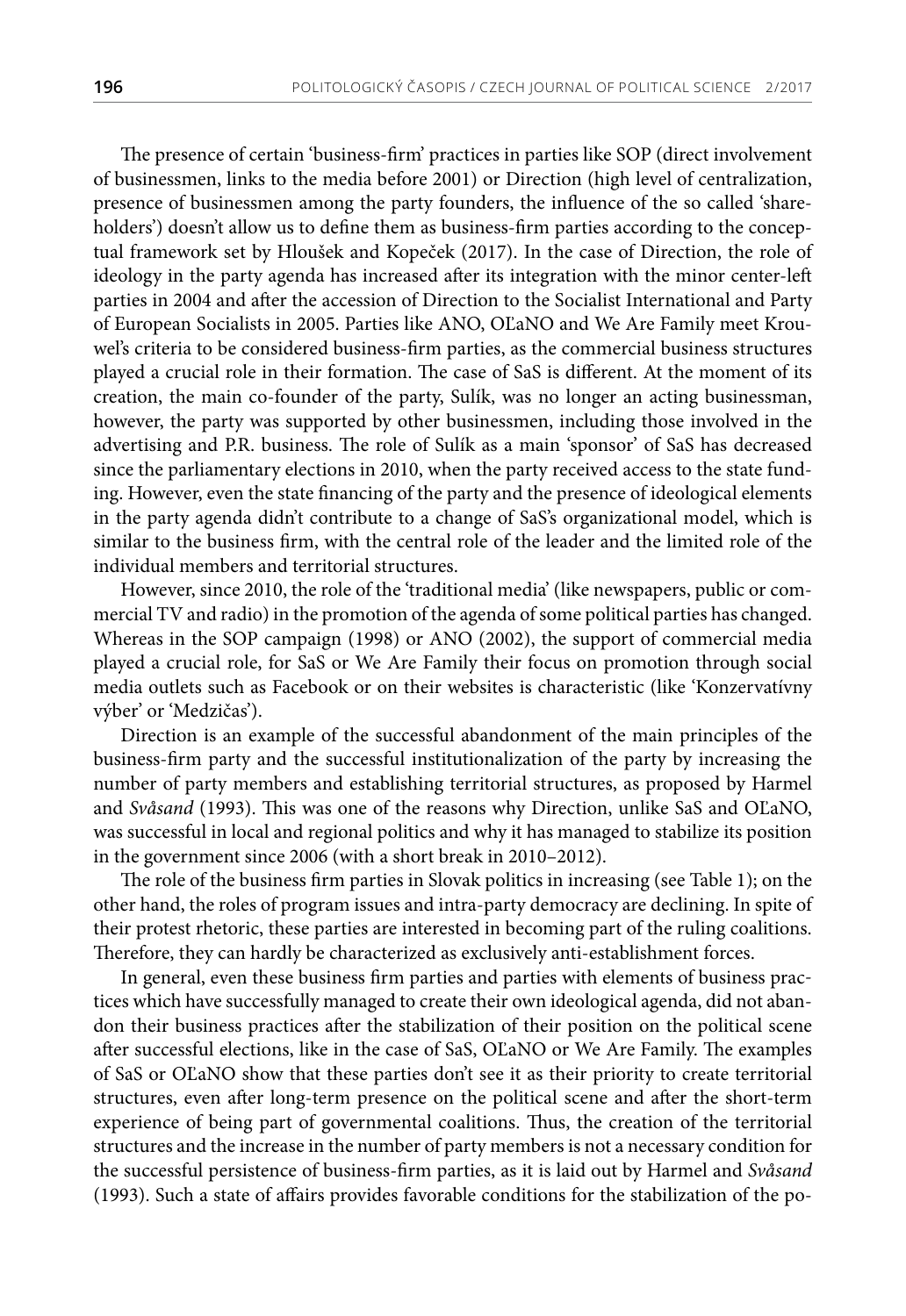The presence of certain 'business-firm' practices in parties like SOP (direct involvement of businessmen, links to the media before 2001) or Direction (high level of centralization, presence of businessmen among the party founders, the influence of the so called 'shareholders') doesn't allow us to define them as business-firm parties according to the conceptual framework set by Hloušek and Kopeček (2017). In the case of Direction, the role of ideology in the party agenda has increased after its integration with the minor center-left parties in 2004 and after the accession of Direction to the Socialist International and Party of European Socialists in 2005. Parties like ANO, OĽaNO and We Are Family meet Krouwel's criteria to be considered business-firm parties, as the commercial business structures played a crucial role in their formation. The case of SaS is different. At the moment of its creation, the main co-founder of the party, Sulík, was no longer an acting businessman, however, the party was supported by other businessmen, including those involved in the advertising and P.R. business. The role of Sulík as a main 'sponsor' of SaS has decreased since the parliamentary elections in 2010, when the party received access to the state funding. However, even the state financing of the party and the presence of ideological elements in the party agenda didn't contribute to a change of SaS's organizational model, which is similar to the business firm, with the central role of the leader and the limited role of the individual members and territorial structures.

However, since 2010, the role of the 'traditional media' (like newspapers, public or commercial TV and radio) in the promotion of the agenda of some political parties has changed. Whereas in the SOP campaign (1998) or ANO (2002), the support of commercial media played a crucial role, for SaS or We Are Family their focus on promotion through social media outlets such as Facebook or on their websites is characteristic (like 'Konzervatívny výber' or 'Medzičas').

Direction is an example of the successful abandonment of the main principles of the business-firm party and the successful institutionalization of the party by increasing the number of party members and establishing territorial structures, as proposed by Harmel and *Svåsand* (1993). This was one of the reasons why Direction, unlike SaS and OĽaNO, was successful in local and regional politics and why it has managed to stabilize its position in the government since 2006 (with a short break in 2010–2012).

The role of the business firm parties in Slovak politics in increasing (see Table 1); on the other hand, the roles of program issues and intra-party democracy are declining. In spite of their protest rhetoric, these parties are interested in becoming part of the ruling coalitions. Therefore, they can hardly be characterized as exclusively anti-establishment forces.

In general, even these business firm parties and parties with elements of business practices which have successfully managed to create their own ideological agenda, did not abandon their business practices after the stabilization of their position on the political scene after successful elections, like in the case of SaS, OĽaNO or We Are Family. The examples of SaS or OĽaNO show that these parties don't see it as their priority to create territorial structures, even after long-term presence on the political scene and after the short-term experience of being part of governmental coalitions. Thus, the creation of the territorial structures and the increase in the number of party members is not a necessary condition for the successful persistence of business-firm parties, as it is laid out by Harmel and *Svåsand* (1993). Such a state of affairs provides favorable conditions for the stabilization of the po-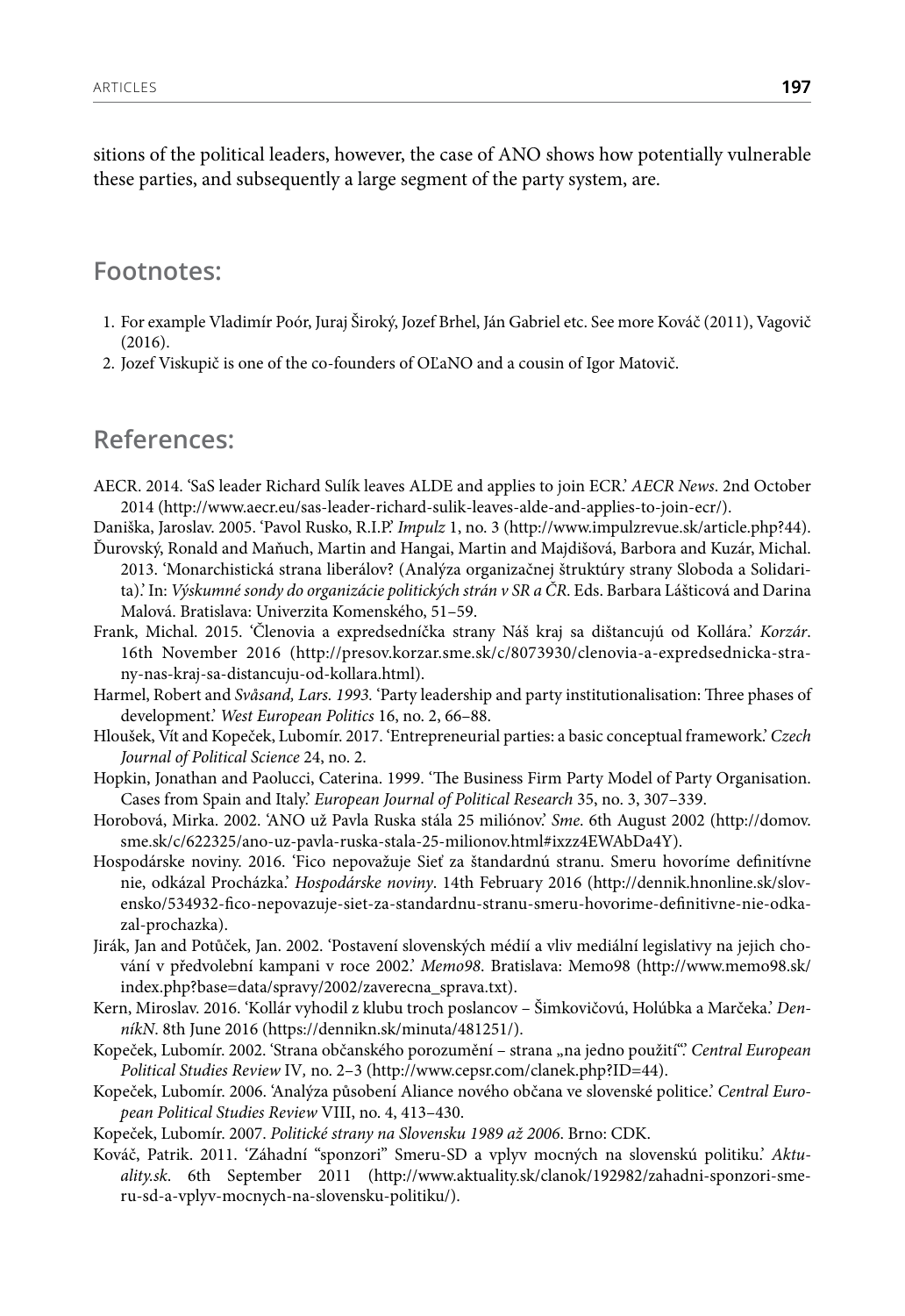sitions of the political leaders, however, the case of ANO shows how potentially vulnerable these parties, and subsequently a large segment of the party system, are.

## Footnotes:

1. For example Vladimír Poór, Juraj Široký, Jozef Brhel, Ján Gabriel etc. See more Kováč (2011), Vagovič (2016).
2. Jozef Viskupič is one of the co-founders of OĽaNO and a cousin of Igor Matovič.

## References:

AECR. 2014. 'SaS leader Richard Sulík leaves ALDE and applies to join ECR.' *AECR News*. 2nd October 2014 (http://www.aecr.eu/sas-leader-richard-sulik-leaves-alde-and-applies-to-join-ecr/).

Daniška, Jaroslav. 2005. 'Pavol Rusko, R.I.P.' *Impulz* 1, no. 3 (http://www.impulzrevue.sk/article.php?44).

Ďurovský, Ronald and Maňuch, Martin and Hangai, Martin and Majdišová, Barbora and Kuzár, Michal. 2013. 'Monarchistická strana liberálov? (Analýza organizačnej štruktúry strany Sloboda a Solidarita).' In: *Výskumné sondy do organizácie politických strán v SR a ČR*. Eds. Barbara Lášticová and Darina Malová. Bratislava: Univerzita Komenského, 51–59.

Frank, Michal. 2015. 'Členovia a expredsedníčka strany Náš kraj sa dištancujú od Kollára.' *Korzár*. 16th November 2016 (http://presov.korzar.sme.sk/c/8073930/clenovia-a-expredsednicka-strany-nas-kraj-sa-distancuju-od-kollara.html).

Harmel, Robert and *Svåsand, Lars. 1993.* 'Party leadership and party institutionalisation: Three phases of development.' *West European Politics* 16, no. 2, 66–88.

Hloušek, Vít and Kopeček, Lubomír. 2017. 'Entrepreneurial parties: a basic conceptual framework.' *Czech Journal of Political Science* 24, no. 2.

Hopkin, Jonathan and Paolucci, Caterina. 1999. 'The Business Firm Party Model of Party Organisation. Cases from Spain and Italy.' *European Journal of Political Research* 35, no. 3, 307–339.

Horobová, Mirka. 2002. 'ANO už Pavla Ruska stála 25 miliónov.' *Sme*. 6th August 2002 (http://domov.sme.sk/c/622325/ano-uz-pavla-ruska-stala-25-milionov.html#ixzz4EWAbDa4Y).

Hospodárske noviny. 2016. 'Fico nepovažuje Sieť za štandardnú stranu. Smeru hovoríme definitívne nie, odkázal Procházka.' *Hospodárske noviny*. 14th February 2016 (http://dennik.hnonline.sk/slovensko/534932-fico-nepovazuje-siet-za-standardnu-stranu-smeru-hovorime-definitivne-nie-odkazal-prochazka).

Jirák, Jan and Potůček, Jan. 2002. 'Postavení slovenských médií a vliv mediální legislativy na jejich chování v předvolební kampani v roce 2002.' *Memo98*. Bratislava: Memo98 (http://www.memo98.sk/index.php?base=data/spravy/2002/zaverecna_sprava.txt).

Kern, Miroslav. 2016. 'Kollár vyhodil z klubu troch poslancov – Šimkovičovú, Holúbka a Marčeka.' *DenníkN*. 8th June 2016 (https://dennikn.sk/minuta/481251/).

Kopeček, Lubomír. 2002. 'Strana občanského porozumění – strana „na jedno použití".' *Central European Political Studies Review* IV, no. 2–3 (http://www.cepsr.com/clanek.php?ID=44).

Kopeček, Lubomír. 2006. 'Analýza působení Aliance nového občana ve slovenské politice.' *Central European Political Studies Review* VIII, no. 4, 413–430.

Kopeček, Lubomír. 2007. *Politické strany na Slovensku 1989 až 2006*. Brno: CDK.

Kováč, Patrik. 2011. 'Záhadní "sponzori" Smeru-SD a vplyv mocných na slovenskú politiku.' *Aktuality.sk*. 6th September 2011 (http://www.aktuality.sk/clanok/192982/zahadni-sponzori-smeru-sd-a-vplyv-mocnych-na-slovensku-politiku/).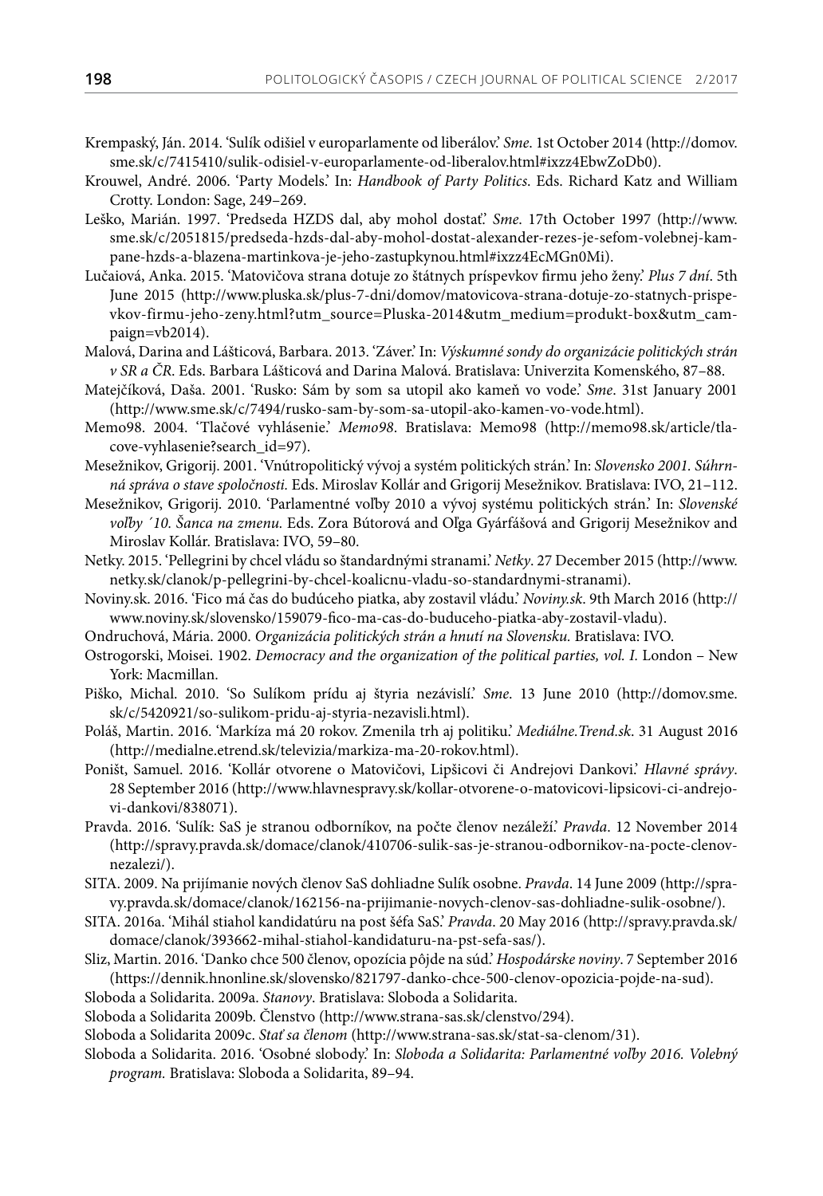Krempaský, Ján. 2014. 'Sulík odišiel v europarlamente od liberálov.' *Sme*. 1st October 2014 (http://domov.sme.sk/c/7415410/sulik-odisiel-v-europarlamente-od-liberalov.html#ixzz4EbwZoDb0).

Krouwel, André. 2006. 'Party Models.' In: *Handbook of Party Politics*. Eds. Richard Katz and William Crotty. London: Sage, 249–269.

Leško, Marián. 1997. 'Predseda HZDS dal, aby mohol dostať.' *Sme*. 17th October 1997 (http://www.sme.sk/c/2051815/predseda-hzds-dal-aby-mohol-dostat-alexander-rezes-je-sefom-volebnej-kampane-hzds-a-blazena-martinkova-je-jeho-zastupkynou.html#ixzz4EcMGn0Mi).

Lučaiová, Anka. 2015. 'Matovičova strana dotuje zo štátnych príspevkov firmu jeho ženy.' *Plus 7 dní*. 5th June 2015 (http://www.pluska.sk/plus-7-dni/domov/matovicova-strana-dotuje-zo-statnych-prispevkov-firmu-jeho-zeny.html?utm_source=Pluska-2014&utm_medium=produkt-box&utm_campaign=vb2014).

Malová, Darina and Lášticová, Barbara. 2013. 'Záver.' In: *Výskumné sondy do organizácie politických strán v SR a ČR*. Eds. Barbara Lášticová and Darina Malová. Bratislava: Univerzita Komenského, 87–88.

Matejčíková, Daša. 2001. 'Rusko: Sám by som sa utopil ako kameň vo vode.' *Sme*. 31st January 2001 (http://www.sme.sk/c/7494/rusko-sam-by-som-sa-utopil-ako-kamen-vo-vode.html).

Memo98. 2004. 'Tlačové vyhlásenie.' *Memo98*. Bratislava: Memo98 (http://memo98.sk/article/tlacove-vyhlasenie?search_id=97).

Mesežnikov, Grigorij. 2001. 'Vnútropolitický vývoj a systém politických strán.' In: *Slovensko 2001. Súhrnná správa o stave spoločnosti.* Eds. Miroslav Kollár and Grigorij Mesežnikov. Bratislava: IVO, 21–112.

Mesežnikov, Grigorij. 2010. 'Parlamentné voľby 2010 a vývoj systému politických strán.' In: *Slovenské voľby ´10. Šanca na zmenu.* Eds. Zora Bútorová and Oľga Gyárfášová and Grigorij Mesežnikov and Miroslav Kollár. Bratislava: IVO, 59–80.

Netky. 2015. 'Pellegrini by chcel vládu so štandardnými stranami.' *Netky*. 27 December 2015 (http://www.netky.sk/clanok/p-pellegrini-by-chcel-koalicnu-vladu-so-standardnymi-stranami).

Noviny.sk. 2016. 'Fico má čas do budúceho piatka, aby zostavil vládu.' *Noviny.sk*. 9th March 2016 (http://www.noviny.sk/slovensko/159079-fico-ma-cas-do-buduceho-piatka-aby-zostavil-vladu).

Ondruchová, Mária. 2000. *Organizácia politických strán a hnutí na Slovensku.* Bratislava: IVO.

Ostrogorski, Moisei. 1902. *Democracy and the organization of the political parties, vol. I*. London – New York: Macmillan.

Piško, Michal. 2010. 'So Sulíkom prídu aj štyria nezávislí.' *Sme*. 13 June 2010 (http://domov.sme.sk/c/5420921/so-sulikom-pridu-aj-styria-nezavisli.html).

Poláš, Martin. 2016. 'Markíza má 20 rokov. Zmenila trh aj politiku.' *Mediálne.Trend.sk*. 31 August 2016 (http://medialne.etrend.sk/televizia/markiza-ma-20-rokov.html).

Poništ, Samuel. 2016. 'Kollár otvorene o Matovičovi, Lipšicovi či Andrejovi Dankovi.' *Hlavné správy*. 28 September 2016 (http://www.hlavnespravy.sk/kollar-otvorene-o-matovicovi-lipsicovi-ci-andrejovi-dankovi/838071).

Pravda. 2016. 'Sulík: SaS je stranou odborníkov, na počte členov nezáleží.' *Pravda*. 12 November 2014 (http://spravy.pravda.sk/domace/clanok/410706-sulik-sas-je-stranou-odbornikov-na-pocte-clenov-nezalezi/).

SITA. 2009. Na prijímanie nových členov SaS dohliadne Sulík osobne. *Pravda*. 14 June 2009 (http://spravy.pravda.sk/domace/clanok/162156-na-prijimanie-novych-clenov-sas-dohliadne-sulik-osobne/).

SITA. 2016a. 'Mihál stiahol kandidatúru na post šéfa SaS.' *Pravda*. 20 May 2016 (http://spravy.pravda.sk/domace/clanok/393662-mihal-stiahol-kandidaturu-na-pst-sefa-sas/).

Sliz, Martin. 2016. 'Danko chce 500 členov, opozícia pôjde na súd.' *Hospodárske noviny*. 7 September 2016 (https://dennik.hnonline.sk/slovensko/821797-danko-chce-500-clenov-opozicia-pojde-na-sud).

Sloboda a Solidarita. 2009a. *Stanovy*. Bratislava: Sloboda a Solidarita.

Sloboda a Solidarita 2009b. Členstvo (http://www.strana-sas.sk/clenstvo/294).

Sloboda a Solidarita 2009c. *Staň sa členom* (http://www.strana-sas.sk/stat-sa-clenom/31).

Sloboda a Solidarita. 2016. 'Osobné slobody.' In: *Sloboda a Solidarita: Parlamentné voľby 2016. Volebný program.* Bratislava: Sloboda a Solidarita, 89–94.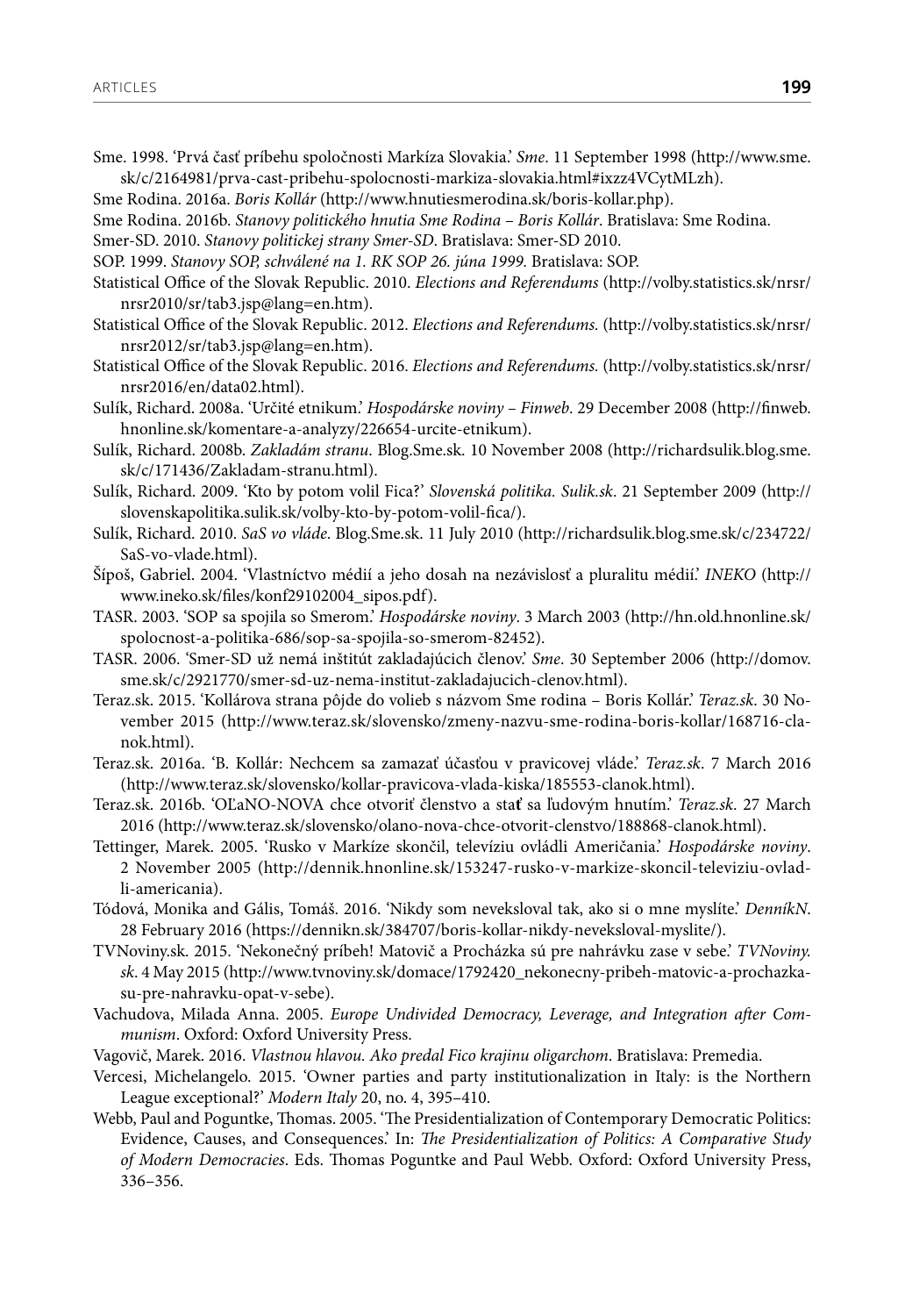Sme. 1998. 'Prvá časť príbehu spoločnosti Markíza Slovakia.' *Sme*. 11 September 1998 (http://www.sme.sk/c/2164981/prva-cast-pribehu-spolocnosti-markiza-slovakia.html#ixzz4VCytMLzh).

Sme Rodina. 2016a. *Boris Kollár* (http://www.hnutiesmerodina.sk/boris-kollar.php).

Sme Rodina. 2016b. *Stanovy politického hnutia Sme Rodina – Boris Kollár*. Bratislava: Sme Rodina.

Smer-SD. 2010. *Stanovy politickej strany Smer-SD*. Bratislava: Smer-SD 2010.

SOP. 1999. *Stanovy SOP, schválené na 1. RK SOP 26. júna 1999.* Bratislava: SOP.

Statistical Office of the Slovak Republic. 2010. *Elections and Referendums* (http://volby.statistics.sk/nrsr/nrsr2010/sr/tab3.jsp@lang=en.htm).

Statistical Office of the Slovak Republic. 2012. *Elections and Referendums.* (http://volby.statistics.sk/nrsr/nrsr2012/sr/tab3.jsp@lang=en.htm).

Statistical Office of the Slovak Republic. 2016. *Elections and Referendums.* (http://volby.statistics.sk/nrsr/nrsr2016/en/data02.html).

Sulík, Richard. 2008a. 'Určité etnikum.' *Hospodárske noviny – Finweb*. 29 December 2008 (http://finweb.hnonline.sk/komentare-a-analyzy/226654-urcite-etnikum).

Sulík, Richard. 2008b. *Zakladám stranu*. Blog.Sme.sk. 10 November 2008 (http://richardsulik.blog.sme.sk/c/171436/Zakladam-stranu.html).

Sulík, Richard. 2009. 'Kto by potom volil Fica?' *Slovenská politika. Sulik.sk*. 21 September 2009 (http://slovenskapolitika.sulik.sk/volby-kto-by-potom-volil-fica/).

Sulík, Richard. 2010. *SaS vo vláde*. Blog.Sme.sk. 11 July 2010 (http://richardsulik.blog.sme.sk/c/234722/SaS-vo-vlade.html).

Šípoš, Gabriel. 2004. 'Vlastníctvo médií a jeho dosah na nezávislosť a pluralitu médií.' *INEKO* (http://www.ineko.sk/files/konf29102004_sipos.pdf).

TASR. 2003. 'SOP sa spojila so Smerom.' *Hospodárske noviny*. 3 March 2003 (http://hn.old.hnonline.sk/spolocnost-a-politika-686/sop-sa-spojila-so-smerom-82452).

TASR. 2006. 'Smer-SD už nemá inštitút zakladajúcich členov.' *Sme*. 30 September 2006 (http://domov.sme.sk/c/2921770/smer-sd-uz-nema-institut-zakladajucich-clenov.html).

Teraz.sk. 2015. 'Kollárova strana pôjde do volieb s názvom Sme rodina – Boris Kollár.' *Teraz.sk*. 30 November 2015 (http://www.teraz.sk/slovensko/zmeny-nazvu-sme-rodina-boris-kollar/168716-clanok.html).

Teraz.sk. 2016a. 'B. Kollár: Nechcem sa zamazať účasťou v pravicovej vláde.' *Teraz.sk*. 7 March 2016 (http://www.teraz.sk/slovensko/kollar-pravicova-vlada-kiska/185553-clanok.html).

Teraz.sk. 2016b. 'OĽaNO-NOVA chce otvoriť členstvo a stať sa ľudovým hnutím.' *Teraz.sk*. 27 March 2016 (http://www.teraz.sk/slovensko/olano-nova-chce-otvorit-clenstvo/188868-clanok.html).

Tettinger, Marek. 2005. 'Rusko v Markíze skončil, televíziu ovládli Američania.' *Hospodárske noviny*. 2 November 2005 (http://dennik.hnonline.sk/153247-rusko-v-markize-skoncil-televiziu-ovladli-americania).

Tódová, Monika and Gális, Tomáš. 2016. 'Nikdy som neveksloval tak, ako si o mne myslíte.' *DenníkN*. 28 February 2016 (https://dennikn.sk/384707/boris-kollar-nikdy-neveksloval-myslite/).

TVNoviny.sk. 2015. 'Nekonečný príbeh! Matovič a Procházka sú pre nahrávku zase v sebe.' *TVNoviny.sk*. 4 May 2015 (http://www.tvnoviny.sk/domace/1792420_nekonecny-pribeh-matovic-a-prochazka-su-pre-nahravku-opat-v-sebe).

Vachudova, Milada Anna. 2005. *Europe Undivided Democracy, Leverage, and Integration after Communism*. Oxford: Oxford University Press.

Vagovič, Marek. 2016. *Vlastnou hlavou. Ako predal Fico krajinu oligarchom*. Bratislava: Premedia.

Vercesi, Michelangelo. 2015. 'Owner parties and party institutionalization in Italy: is the Northern League exceptional?' *Modern Italy* 20, no. 4, 395–410.

Webb, Paul and Poguntke, Thomas. 2005. 'The Presidentialization of Contemporary Democratic Politics: Evidence, Causes, and Consequences.' In: *The Presidentialization of Politics: A Comparative Study of Modern Democracies*. Eds. Thomas Poguntke and Paul Webb. Oxford: Oxford University Press, 336–356.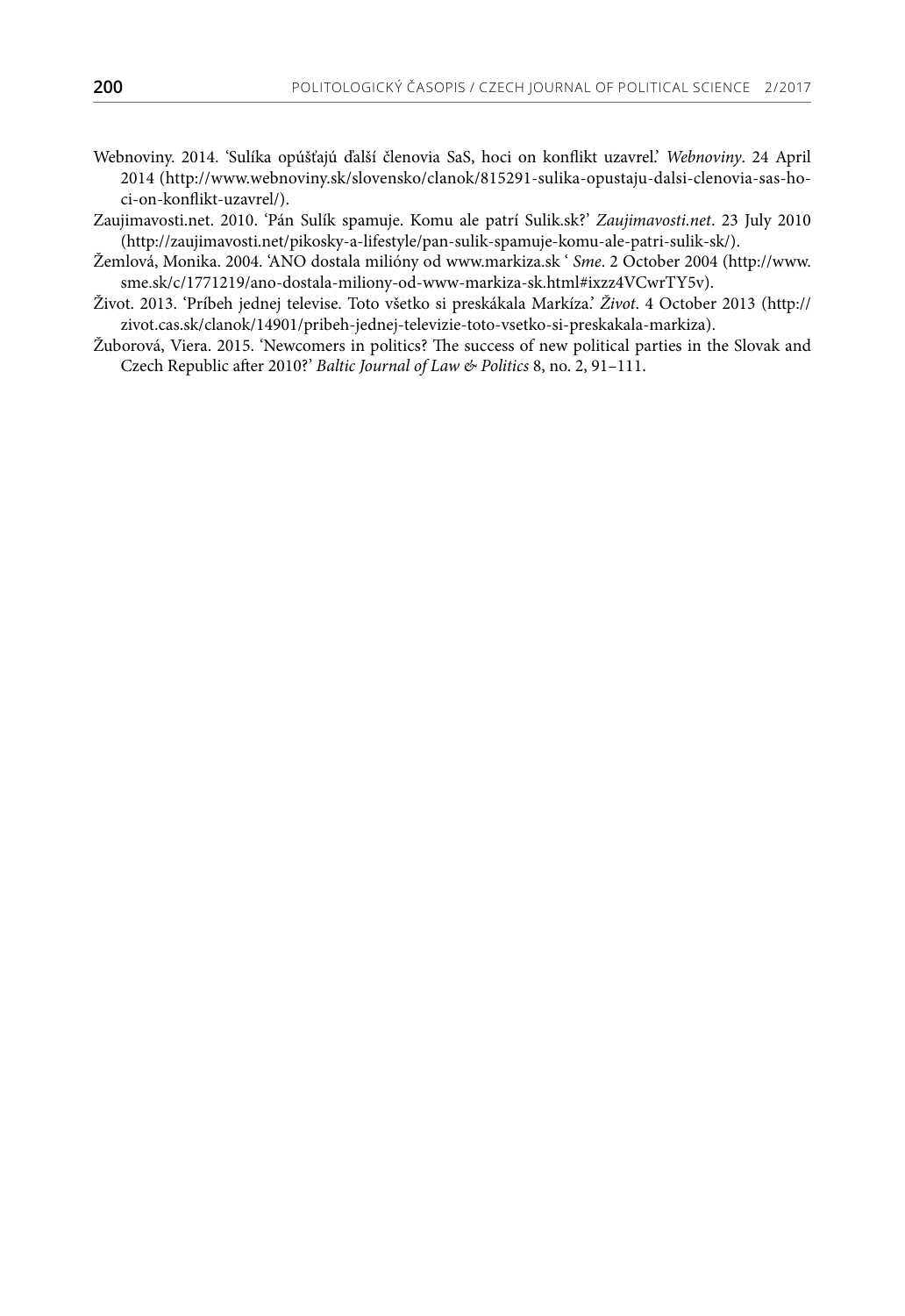Webnoviny. 2014. 'Sulíka opúšťajú ďalší členovia SaS, hoci on konflikt uzavrel.' *Webnoviny*. 24 April 2014 (http://www.webnoviny.sk/slovensko/clanok/815291-sulika-opustaju-dalsi-clenovia-sas-hoci-on-konflikt-uzavrel/).

Zaujimavosti.net. 2010. 'Pán Sulík spamuje. Komu ale patrí Sulik.sk?' *Zaujimavosti.net*. 23 July 2010 (http://zaujimavosti.net/pikosky-a-lifestyle/pan-sulik-spamuje-komu-ale-patri-sulik-sk/).

Žemlová, Monika. 2004. 'ANO dostala milióny od www.markiza.sk ' *Sme*. 2 October 2004 (http://www.sme.sk/c/1771219/ano-dostala-miliony-od-www-markiza-sk.html#ixzz4VCwrTY5v).

Život. 2013. 'Príbeh jednej televise. Toto všetko si preskákala Markíza.' *Život*. 4 October 2013 (http://zivot.cas.sk/clanok/14901/pribeh-jednej-televizie-toto-vsetko-si-preskakala-markiza).

Žuborová, Viera. 2015. 'Newcomers in politics? The success of new political parties in the Slovak and Czech Republic after 2010?' *Baltic Journal of Law & Politics* 8, no. 2, 91–111.